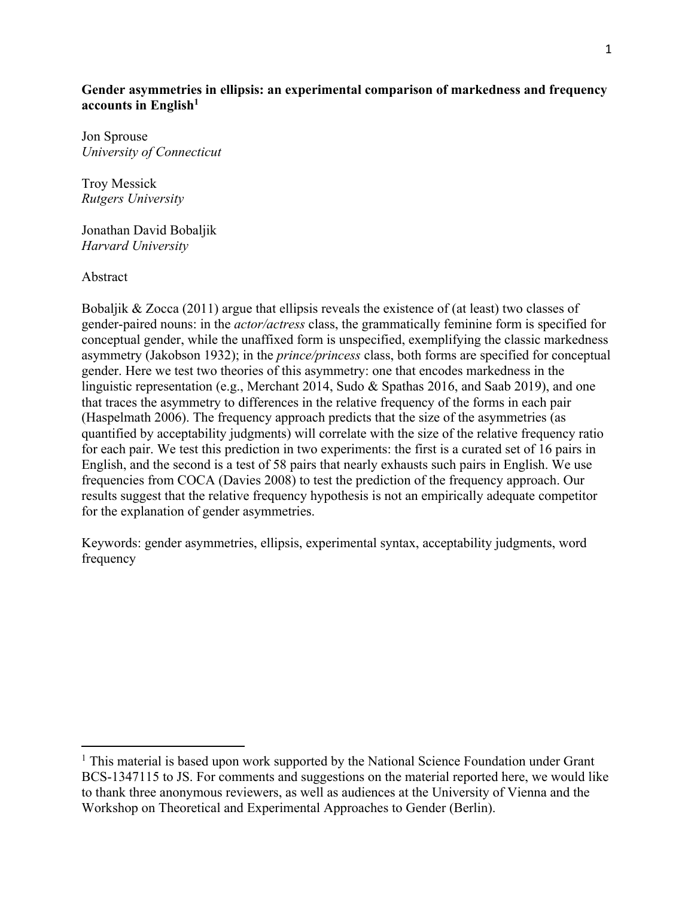**Gender asymmetries in ellipsis: an experimental comparison of markedness and frequency accounts in English**[1]

Jon Sprouse
*University of Connecticut*

Troy Messick
*Rutgers University*

Jonathan David Bobaljik
*Harvard University*

Abstract

Bobaljik & Zocca (2011) argue that ellipsis reveals the existence of (at least) two classes of gender-paired nouns: in the *actor/actress* class, the grammatically feminine form is specified for conceptual gender, while the unaffixed form is unspecified, exemplifying the classic markedness asymmetry (Jakobson 1932); in the *prince/princess* class, both forms are specified for conceptual gender. Here we test two theories of this asymmetry: one that encodes markedness in the linguistic representation (e.g., Merchant 2014, Sudo & Spathas 2016, and Saab 2019), and one that traces the asymmetry to differences in the relative frequency of the forms in each pair (Haspelmath 2006). The frequency approach predicts that the size of the asymmetries (as quantified by acceptability judgments) will correlate with the size of the relative frequency ratio for each pair. We test this prediction in two experiments: the first is a curated set of 16 pairs in English, and the second is a test of 58 pairs that nearly exhausts such pairs in English. We use frequencies from COCA (Davies 2008) to test the prediction of the frequency approach. Our results suggest that the relative frequency hypothesis is not an empirically adequate competitor for the explanation of gender asymmetries.

Keywords: gender asymmetries, ellipsis, experimental syntax, acceptability judgments, word frequency

[1] This material is based upon work supported by the National Science Foundation under Grant BCS-1347115 to JS. For comments and suggestions on the material reported here, we would like to thank three anonymous reviewers, as well as audiences at the University of Vienna and the Workshop on Theoretical and Experimental Approaches to Gender (Berlin).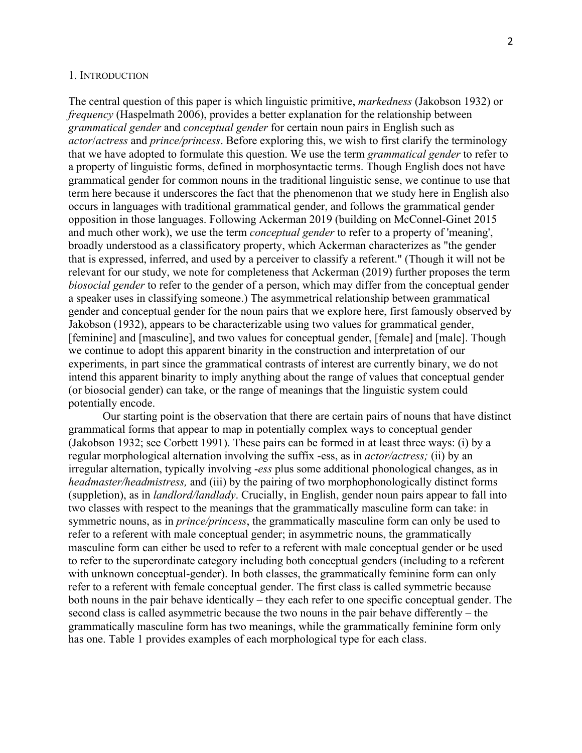## 1. INTRODUCTION

The central question of this paper is which linguistic primitive, *markedness* (Jakobson 1932) or *frequency* (Haspelmath 2006), provides a better explanation for the relationship between *grammatical gender* and *conceptual gender* for certain noun pairs in English such as *actor*/*actress* and *prince/princess*. Before exploring this, we wish to first clarify the terminology that we have adopted to formulate this question. We use the term *grammatical gender* to refer to a property of linguistic forms, defined in morphosyntactic terms. Though English does not have grammatical gender for common nouns in the traditional linguistic sense, we continue to use that term here because it underscores the fact that the phenomenon that we study here in English also occurs in languages with traditional grammatical gender, and follows the grammatical gender opposition in those languages. Following Ackerman 2019 (building on McConnel-Ginet 2015 and much other work), we use the term *conceptual gender* to refer to a property of 'meaning', broadly understood as a classificatory property, which Ackerman characterizes as "the gender that is expressed, inferred, and used by a perceiver to classify a referent." (Though it will not be relevant for our study, we note for completeness that Ackerman (2019) further proposes the term *biosocial gender* to refer to the gender of a person, which may differ from the conceptual gender a speaker uses in classifying someone.) The asymmetrical relationship between grammatical gender and conceptual gender for the noun pairs that we explore here, first famously observed by Jakobson (1932), appears to be characterizable using two values for grammatical gender, [feminine] and [masculine], and two values for conceptual gender, [female] and [male]. Though we continue to adopt this apparent binarity in the construction and interpretation of our experiments, in part since the grammatical contrasts of interest are currently binary, we do not intend this apparent binarity to imply anything about the range of values that conceptual gender (or biosocial gender) can take, or the range of meanings that the linguistic system could potentially encode.

Our starting point is the observation that there are certain pairs of nouns that have distinct grammatical forms that appear to map in potentially complex ways to conceptual gender (Jakobson 1932; see Corbett 1991). These pairs can be formed in at least three ways: (i) by a regular morphological alternation involving the suffix -ess, as in *actor/actress;* (ii) by an irregular alternation, typically involving -*ess* plus some additional phonological changes, as in *headmaster/headmistress,* and (iii) by the pairing of two morphophonologically distinct forms (suppletion), as in *landlord/landlady*. Crucially, in English, gender noun pairs appear to fall into two classes with respect to the meanings that the grammatically masculine form can take: in symmetric nouns, as in *prince/princess*, the grammatically masculine form can only be used to refer to a referent with male conceptual gender; in asymmetric nouns, the grammatically masculine form can either be used to refer to a referent with male conceptual gender or be used to refer to the superordinate category including both conceptual genders (including to a referent with unknown conceptual-gender). In both classes, the grammatically feminine form can only refer to a referent with female conceptual gender. The first class is called symmetric because both nouns in the pair behave identically – they each refer to one specific conceptual gender. The second class is called asymmetric because the two nouns in the pair behave differently – the grammatically masculine form has two meanings, while the grammatically feminine form only has one. Table 1 provides examples of each morphological type for each class.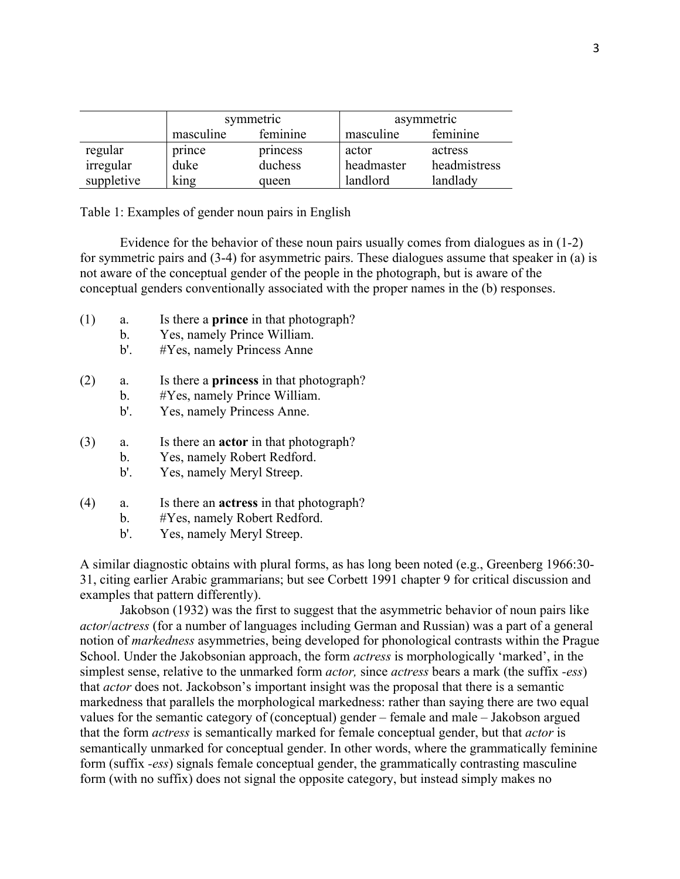| | symmetric | | asymmetric | |
|---|---|---|---|---|
| | masculine | feminine | masculine | feminine |
| regular | prince | princess | actor | actress |
| irregular | duke | duchess | headmaster | headmistress |
| suppletive | king | queen | landlord | landlady |

Table 1: Examples of gender noun pairs in English

Evidence for the behavior of these noun pairs usually comes from dialogues as in (1-2) for symmetric pairs and (3-4) for asymmetric pairs. These dialogues assume that speaker in (a) is not aware of the conceptual gender of the people in the photograph, but is aware of the conceptual genders conventionally associated with the proper names in the (b) responses.

(1) a. Is there a **prince** in that photograph?
    b. Yes, namely Prince William.
    b'. #Yes, namely Princess Anne

(2) a. Is there a **princess** in that photograph?
    b. #Yes, namely Prince William.
    b'. Yes, namely Princess Anne.

(3) a. Is there an **actor** in that photograph?
    b. Yes, namely Robert Redford.
    b'. Yes, namely Meryl Streep.

(4) a. Is there an **actress** in that photograph?
    b. #Yes, namely Robert Redford.
    b'. Yes, namely Meryl Streep.

A similar diagnostic obtains with plural forms, as has long been noted (e.g., Greenberg 1966:30-31, citing earlier Arabic grammarians; but see Corbett 1991 chapter 9 for critical discussion and examples that pattern differently).

Jakobson (1932) was the first to suggest that the asymmetric behavior of noun pairs like *actor*/*actress* (for a number of languages including German and Russian) was a part of a general notion of *markedness* asymmetries, being developed for phonological contrasts within the Prague School. Under the Jakobsonian approach, the form *actress* is morphologically 'marked', in the simplest sense, relative to the unmarked form *actor,* since *actress* bears a mark (the suffix *-ess*) that *actor* does not. Jackobson's important insight was the proposal that there is a semantic markedness that parallels the morphological markedness: rather than saying there are two equal values for the semantic category of (conceptual) gender – female and male – Jakobson argued that the form *actress* is semantically marked for female conceptual gender, but that *actor* is semantically unmarked for conceptual gender. In other words, where the grammatically feminine form (suffix *-ess*) signals female conceptual gender, the grammatically contrasting masculine form (with no suffix) does not signal the opposite category, but instead simply makes no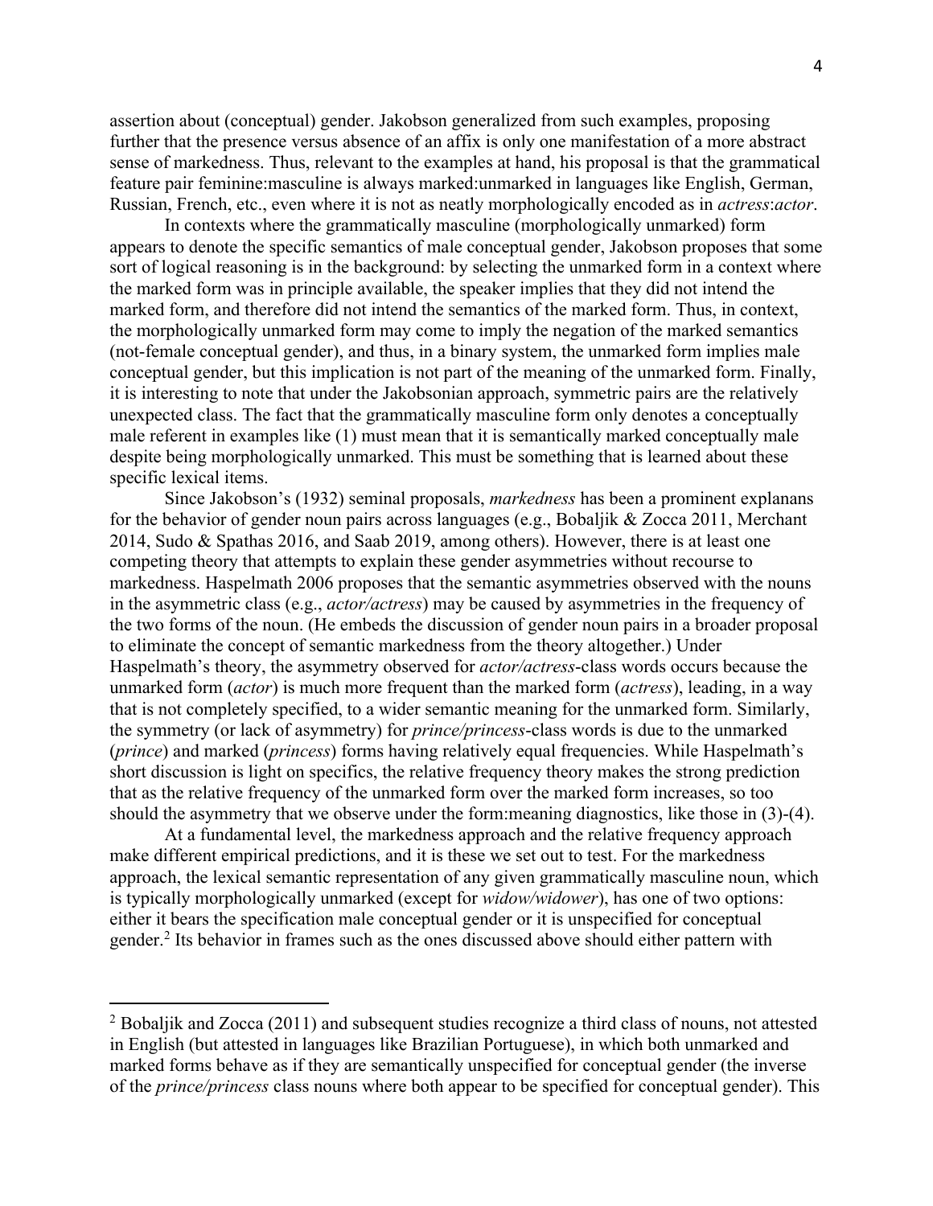assertion about (conceptual) gender. Jakobson generalized from such examples, proposing further that the presence versus absence of an affix is only one manifestation of a more abstract sense of markedness. Thus, relevant to the examples at hand, his proposal is that the grammatical feature pair feminine:masculine is always marked:unmarked in languages like English, German, Russian, French, etc., even where it is not as neatly morphologically encoded as in *actress*:*actor*.

In contexts where the grammatically masculine (morphologically unmarked) form appears to denote the specific semantics of male conceptual gender, Jakobson proposes that some sort of logical reasoning is in the background: by selecting the unmarked form in a context where the marked form was in principle available, the speaker implies that they did not intend the marked form, and therefore did not intend the semantics of the marked form. Thus, in context, the morphologically unmarked form may come to imply the negation of the marked semantics (not-female conceptual gender), and thus, in a binary system, the unmarked form implies male conceptual gender, but this implication is not part of the meaning of the unmarked form. Finally, it is interesting to note that under the Jakobsonian approach, symmetric pairs are the relatively unexpected class. The fact that the grammatically masculine form only denotes a conceptually male referent in examples like (1) must mean that it is semantically marked conceptually male despite being morphologically unmarked. This must be something that is learned about these specific lexical items.

Since Jakobson's (1932) seminal proposals, *markedness* has been a prominent explanans for the behavior of gender noun pairs across languages (e.g., Bobaljik & Zocca 2011, Merchant 2014, Sudo & Spathas 2016, and Saab 2019, among others). However, there is at least one competing theory that attempts to explain these gender asymmetries without recourse to markedness. Haspelmath 2006 proposes that the semantic asymmetries observed with the nouns in the asymmetric class (e.g., *actor/actress*) may be caused by asymmetries in the frequency of the two forms of the noun. (He embeds the discussion of gender noun pairs in a broader proposal to eliminate the concept of semantic markedness from the theory altogether.) Under Haspelmath's theory, the asymmetry observed for *actor/actress*-class words occurs because the unmarked form (*actor*) is much more frequent than the marked form (*actress*), leading, in a way that is not completely specified, to a wider semantic meaning for the unmarked form. Similarly, the symmetry (or lack of asymmetry) for *prince/princess*-class words is due to the unmarked (*prince*) and marked (*princess*) forms having relatively equal frequencies. While Haspelmath's short discussion is light on specifics, the relative frequency theory makes the strong prediction that as the relative frequency of the unmarked form over the marked form increases, so too should the asymmetry that we observe under the form:meaning diagnostics, like those in (3)-(4).

At a fundamental level, the markedness approach and the relative frequency approach make different empirical predictions, and it is these we set out to test. For the markedness approach, the lexical semantic representation of any given grammatically masculine noun, which is typically morphologically unmarked (except for *widow/widower*), has one of two options: either it bears the specification male conceptual gender or it is unspecified for conceptual gender.[2] Its behavior in frames such as the ones discussed above should either pattern with

[2] Bobaljik and Zocca (2011) and subsequent studies recognize a third class of nouns, not attested in English (but attested in languages like Brazilian Portuguese), in which both unmarked and marked forms behave as if they are semantically unspecified for conceptual gender (the inverse of the *prince/princess* class nouns where both appear to be specified for conceptual gender). This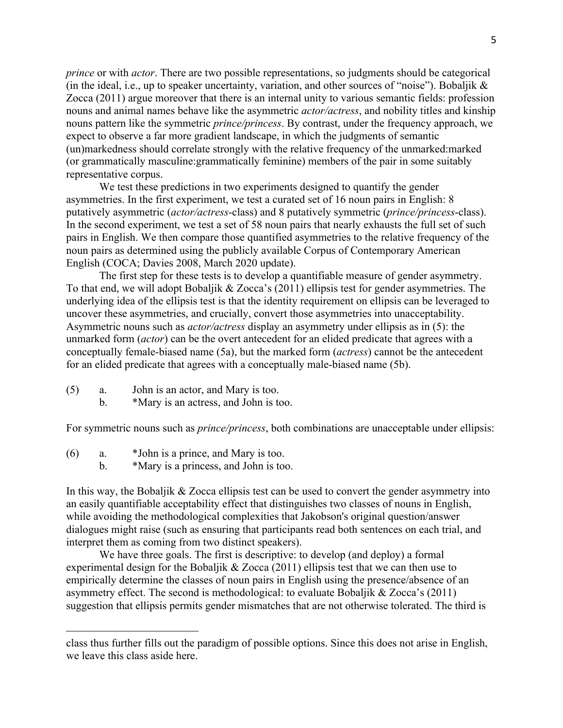*prince* or with *actor*. There are two possible representations, so judgments should be categorical (in the ideal, i.e., up to speaker uncertainty, variation, and other sources of "noise"). Bobaljik & Zocca (2011) argue moreover that there is an internal unity to various semantic fields: profession nouns and animal names behave like the asymmetric *actor/actress*, and nobility titles and kinship nouns pattern like the symmetric *prince/princess*. By contrast, under the frequency approach, we expect to observe a far more gradient landscape, in which the judgments of semantic (un)markedness should correlate strongly with the relative frequency of the unmarked:marked (or grammatically masculine:grammatically feminine) members of the pair in some suitably representative corpus.

We test these predictions in two experiments designed to quantify the gender asymmetries. In the first experiment, we test a curated set of 16 noun pairs in English: 8 putatively asymmetric (*actor/actress*-class) and 8 putatively symmetric (*prince/princess*-class). In the second experiment, we test a set of 58 noun pairs that nearly exhausts the full set of such pairs in English. We then compare those quantified asymmetries to the relative frequency of the noun pairs as determined using the publicly available Corpus of Contemporary American English (COCA; Davies 2008, March 2020 update).

The first step for these tests is to develop a quantifiable measure of gender asymmetry. To that end, we will adopt Bobaljik & Zocca's (2011) ellipsis test for gender asymmetries. The underlying idea of the ellipsis test is that the identity requirement on ellipsis can be leveraged to uncover these asymmetries, and crucially, convert those asymmetries into unacceptability. Asymmetric nouns such as *actor/actress* display an asymmetry under ellipsis as in (5): the unmarked form (*actor*) can be the overt antecedent for an elided predicate that agrees with a conceptually female-biased name (5a), but the marked form (*actress*) cannot be the antecedent for an elided predicate that agrees with a conceptually male-biased name (5b).

(5) a. John is an actor, and Mary is too.
  b. *Mary is an actress, and John is too.

For symmetric nouns such as *prince/princess*, both combinations are unacceptable under ellipsis:

(6) a. *John is a prince, and Mary is too.
  b. *Mary is a princess, and John is too.

In this way, the Bobaljik & Zocca ellipsis test can be used to convert the gender asymmetry into an easily quantifiable acceptability effect that distinguishes two classes of nouns in English, while avoiding the methodological complexities that Jakobson's original question/answer dialogues might raise (such as ensuring that participants read both sentences on each trial, and interpret them as coming from two distinct speakers).

We have three goals. The first is descriptive: to develop (and deploy) a formal experimental design for the Bobaljik & Zocca (2011) ellipsis test that we can then use to empirically determine the classes of noun pairs in English using the presence/absence of an asymmetry effect. The second is methodological: to evaluate Bobaljik & Zocca's (2011) suggestion that ellipsis permits gender mismatches that are not otherwise tolerated. The third is

---

class thus further fills out the paradigm of possible options. Since this does not arise in English, we leave this class aside here.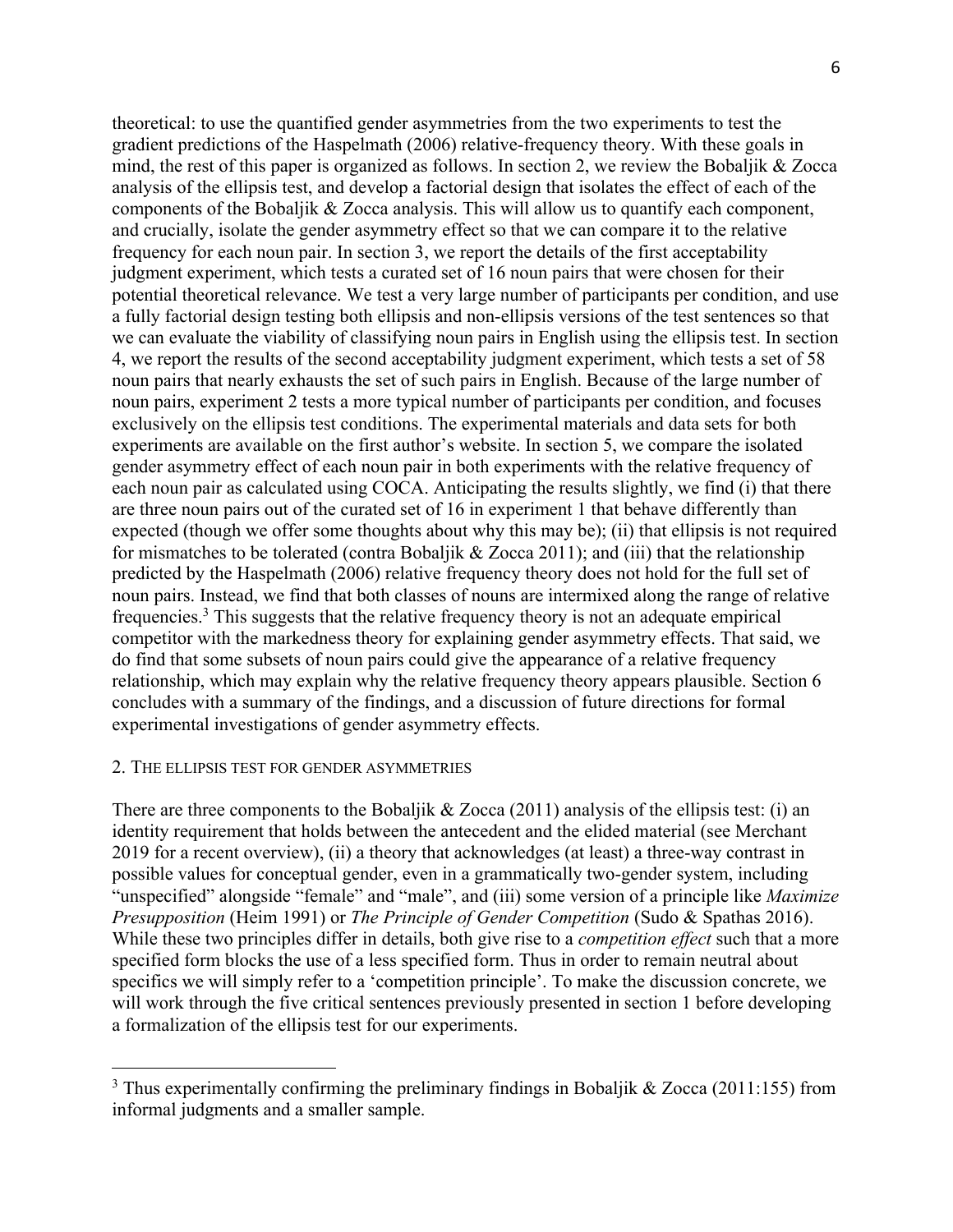theoretical: to use the quantified gender asymmetries from the two experiments to test the gradient predictions of the Haspelmath (2006) relative-frequency theory. With these goals in mind, the rest of this paper is organized as follows. In section 2, we review the Bobaljik & Zocca analysis of the ellipsis test, and develop a factorial design that isolates the effect of each of the components of the Bobaljik & Zocca analysis. This will allow us to quantify each component, and crucially, isolate the gender asymmetry effect so that we can compare it to the relative frequency for each noun pair. In section 3, we report the details of the first acceptability judgment experiment, which tests a curated set of 16 noun pairs that were chosen for their potential theoretical relevance. We test a very large number of participants per condition, and use a fully factorial design testing both ellipsis and non-ellipsis versions of the test sentences so that we can evaluate the viability of classifying noun pairs in English using the ellipsis test. In section 4, we report the results of the second acceptability judgment experiment, which tests a set of 58 noun pairs that nearly exhausts the set of such pairs in English. Because of the large number of noun pairs, experiment 2 tests a more typical number of participants per condition, and focuses exclusively on the ellipsis test conditions. The experimental materials and data sets for both experiments are available on the first author's website. In section 5, we compare the isolated gender asymmetry effect of each noun pair in both experiments with the relative frequency of each noun pair as calculated using COCA. Anticipating the results slightly, we find (i) that there are three noun pairs out of the curated set of 16 in experiment 1 that behave differently than expected (though we offer some thoughts about why this may be); (ii) that ellipsis is not required for mismatches to be tolerated (contra Bobaljik & Zocca 2011); and (iii) that the relationship predicted by the Haspelmath (2006) relative frequency theory does not hold for the full set of noun pairs. Instead, we find that both classes of nouns are intermixed along the range of relative frequencies.[3] This suggests that the relative frequency theory is not an adequate empirical competitor with the markedness theory for explaining gender asymmetry effects. That said, we do find that some subsets of noun pairs could give the appearance of a relative frequency relationship, which may explain why the relative frequency theory appears plausible. Section 6 concludes with a summary of the findings, and a discussion of future directions for formal experimental investigations of gender asymmetry effects.

## 2. The ellipsis test for gender asymmetries

There are three components to the Bobaljik & Zocca (2011) analysis of the ellipsis test: (i) an identity requirement that holds between the antecedent and the elided material (see Merchant 2019 for a recent overview), (ii) a theory that acknowledges (at least) a three-way contrast in possible values for conceptual gender, even in a grammatically two-gender system, including "unspecified" alongside "female" and "male", and (iii) some version of a principle like *Maximize Presupposition* (Heim 1991) or *The Principle of Gender Competition* (Sudo & Spathas 2016). While these two principles differ in details, both give rise to a *competition effect* such that a more specified form blocks the use of a less specified form. Thus in order to remain neutral about specifics we will simply refer to a 'competition principle'. To make the discussion concrete, we will work through the five critical sentences previously presented in section 1 before developing a formalization of the ellipsis test for our experiments.

[3] Thus experimentally confirming the preliminary findings in Bobaljik & Zocca (2011:155) from informal judgments and a smaller sample.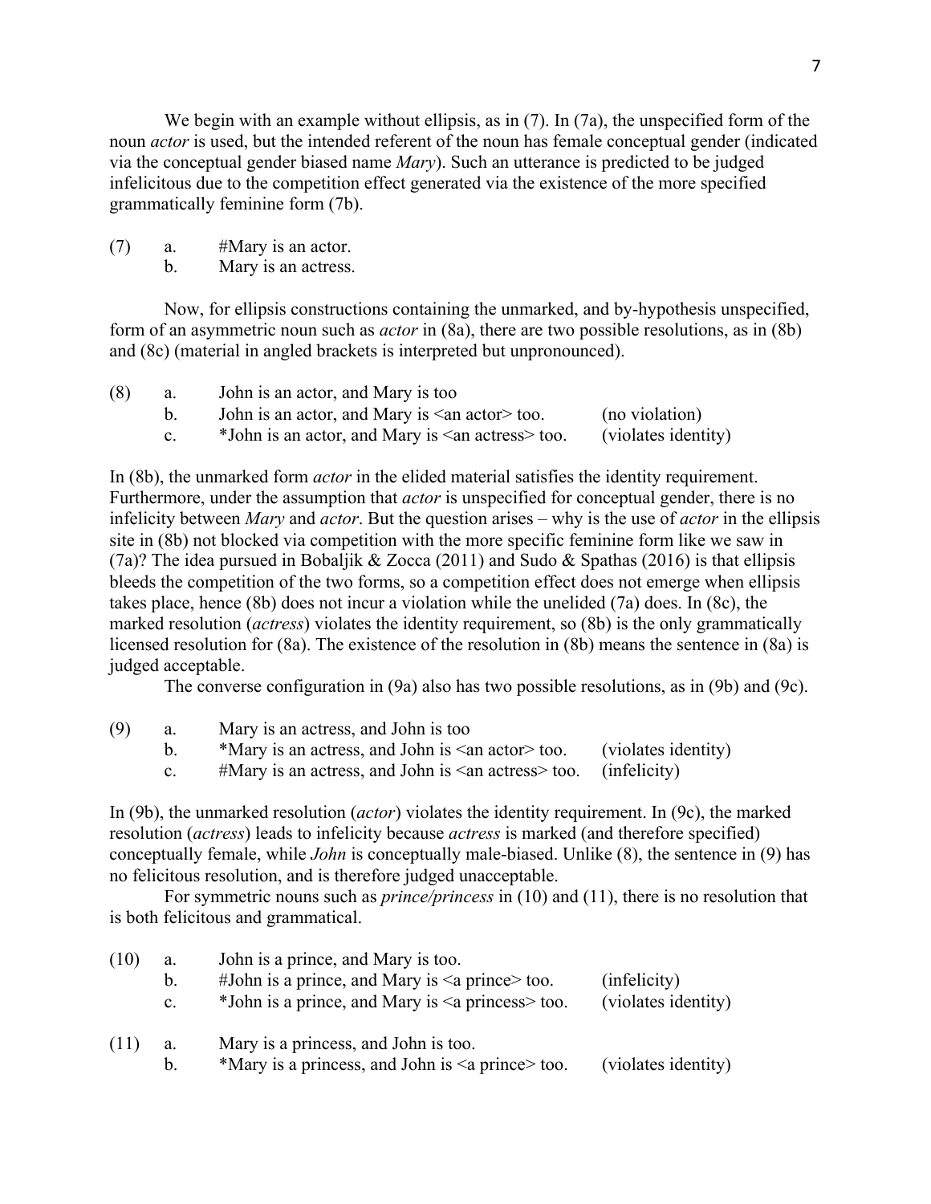We begin with an example without ellipsis, as in (7). In (7a), the unspecified form of the noun *actor* is used, but the intended referent of the noun has female conceptual gender (indicated via the conceptual gender biased name *Mary*). Such an utterance is predicted to be judged infelicitous due to the competition effect generated via the existence of the more specified grammatically feminine form (7b).

(7) a. #Mary is an actor.
    b. Mary is an actress.

Now, for ellipsis constructions containing the unmarked, and by-hypothesis unspecified, form of an asymmetric noun such as *actor* in (8a), there are two possible resolutions, as in (8b) and (8c) (material in angled brackets is interpreted but unpronounced).

| (8) | | | |
|---|---|---|---|
| | a. | John is an actor, and Mary is too | |
| | b. | John is an actor, and Mary is <an actor> too. | (no violation) |
| | c. | *John is an actor, and Mary is <an actress> too. | (violates identity) |

In (8b), the unmarked form *actor* in the elided material satisfies the identity requirement. Furthermore, under the assumption that *actor* is unspecified for conceptual gender, there is no infelicity between *Mary* and *actor*. But the question arises – why is the use of *actor* in the ellipsis site in (8b) not blocked via competition with the more specific feminine form like we saw in (7a)? The idea pursued in Bobaljik & Zocca (2011) and Sudo & Spathas (2016) is that ellipsis bleeds the competition of the two forms, so a competition effect does not emerge when ellipsis takes place, hence (8b) does not incur a violation while the unelided (7a) does. In (8c), the marked resolution (*actress*) violates the identity requirement, so (8b) is the only grammatically licensed resolution for (8a). The existence of the resolution in (8b) means the sentence in (8a) is judged acceptable.

The converse configuration in (9a) also has two possible resolutions, as in (9b) and (9c).

| (9) | | | |
|---|---|---|---|
| | a. | Mary is an actress, and John is too | |
| | b. | *Mary is an actress, and John is <an actor> too. | (violates identity) |
| | c. | #Mary is an actress, and John is <an actress> too. | (infelicity) |

In (9b), the unmarked resolution (*actor*) violates the identity requirement. In (9c), the marked resolution (*actress*) leads to infelicity because *actress* is marked (and therefore specified) conceptually female, while *John* is conceptually male-biased. Unlike (8), the sentence in (9) has no felicitous resolution, and is therefore judged unacceptable.

For symmetric nouns such as *prince/princess* in (10) and (11), there is no resolution that is both felicitous and grammatical.

| (10) | | | |
|---|---|---|---|
| | a. | John is a prince, and Mary is too. | |
| | b. | #John is a prince, and Mary is <a prince> too. | (infelicity) |
| | c. | *John is a prince, and Mary is <a princess> too. | (violates identity) |

| (11) | | | |
|---|---|---|---|
| | a. | Mary is a princess, and John is too. | |
| | b. | *Mary is a princess, and John is <a prince> too. | (violates identity) |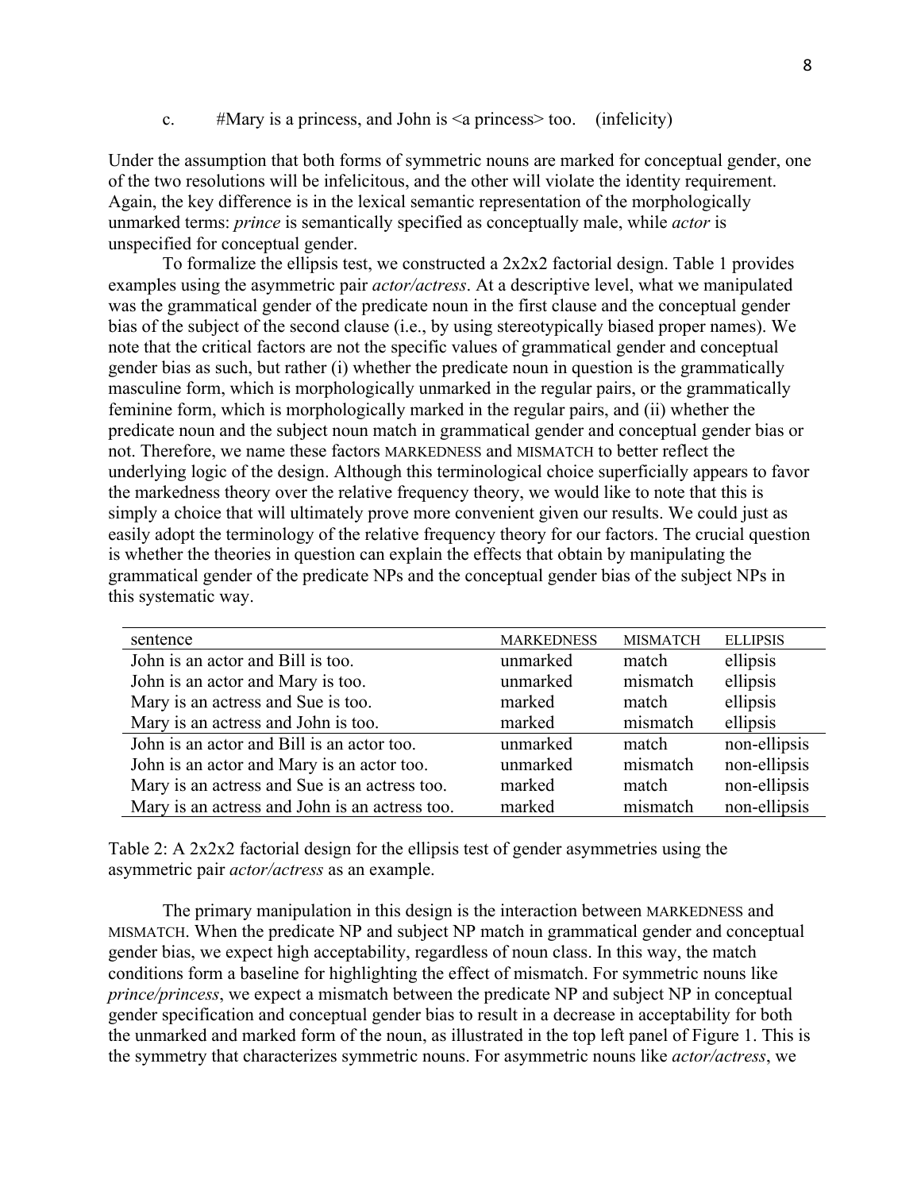c. #Mary is a princess, and John is <a princess> too. (infelicity)

Under the assumption that both forms of symmetric nouns are marked for conceptual gender, one of the two resolutions will be infelicitous, and the other will violate the identity requirement. Again, the key difference is in the lexical semantic representation of the morphologically unmarked terms: *prince* is semantically specified as conceptually male, while *actor* is unspecified for conceptual gender.

To formalize the ellipsis test, we constructed a 2x2x2 factorial design. Table 1 provides examples using the asymmetric pair *actor/actress*. At a descriptive level, what we manipulated was the grammatical gender of the predicate noun in the first clause and the conceptual gender bias of the subject of the second clause (i.e., by using stereotypically biased proper names). We note that the critical factors are not the specific values of grammatical gender and conceptual gender bias as such, but rather (i) whether the predicate noun in question is the grammatically masculine form, which is morphologically unmarked in the regular pairs, or the grammatically feminine form, which is morphologically marked in the regular pairs, and (ii) whether the predicate noun and the subject noun match in grammatical gender and conceptual gender bias or not. Therefore, we name these factors MARKEDNESS and MISMATCH to better reflect the underlying logic of the design. Although this terminological choice superficially appears to favor the markedness theory over the relative frequency theory, we would like to note that this is simply a choice that will ultimately prove more convenient given our results. We could just as easily adopt the terminology of the relative frequency theory for our factors. The crucial question is whether the theories in question can explain the effects that obtain by manipulating the grammatical gender of the predicate NPs and the conceptual gender bias of the subject NPs in this systematic way.

| sentence | MARKEDNESS | MISMATCH | ELLIPSIS |
|---|---|---|---|
| John is an actor and Bill is too. | unmarked | match | ellipsis |
| John is an actor and Mary is too. | unmarked | mismatch | ellipsis |
| Mary is an actress and Sue is too. | marked | match | ellipsis |
| Mary is an actress and John is too. | marked | mismatch | ellipsis |
| John is an actor and Bill is an actor too. | unmarked | match | non-ellipsis |
| John is an actor and Mary is an actor too. | unmarked | mismatch | non-ellipsis |
| Mary is an actress and Sue is an actress too. | marked | match | non-ellipsis |
| Mary is an actress and John is an actress too. | marked | mismatch | non-ellipsis |

Table 2: A 2x2x2 factorial design for the ellipsis test of gender asymmetries using the asymmetric pair *actor/actress* as an example.

The primary manipulation in this design is the interaction between MARKEDNESS and MISMATCH. When the predicate NP and subject NP match in grammatical gender and conceptual gender bias, we expect high acceptability, regardless of noun class. In this way, the match conditions form a baseline for highlighting the effect of mismatch. For symmetric nouns like *prince/princess*, we expect a mismatch between the predicate NP and subject NP in conceptual gender specification and conceptual gender bias to result in a decrease in acceptability for both the unmarked and marked form of the noun, as illustrated in the top left panel of Figure 1. This is the symmetry that characterizes symmetric nouns. For asymmetric nouns like *actor/actress*, we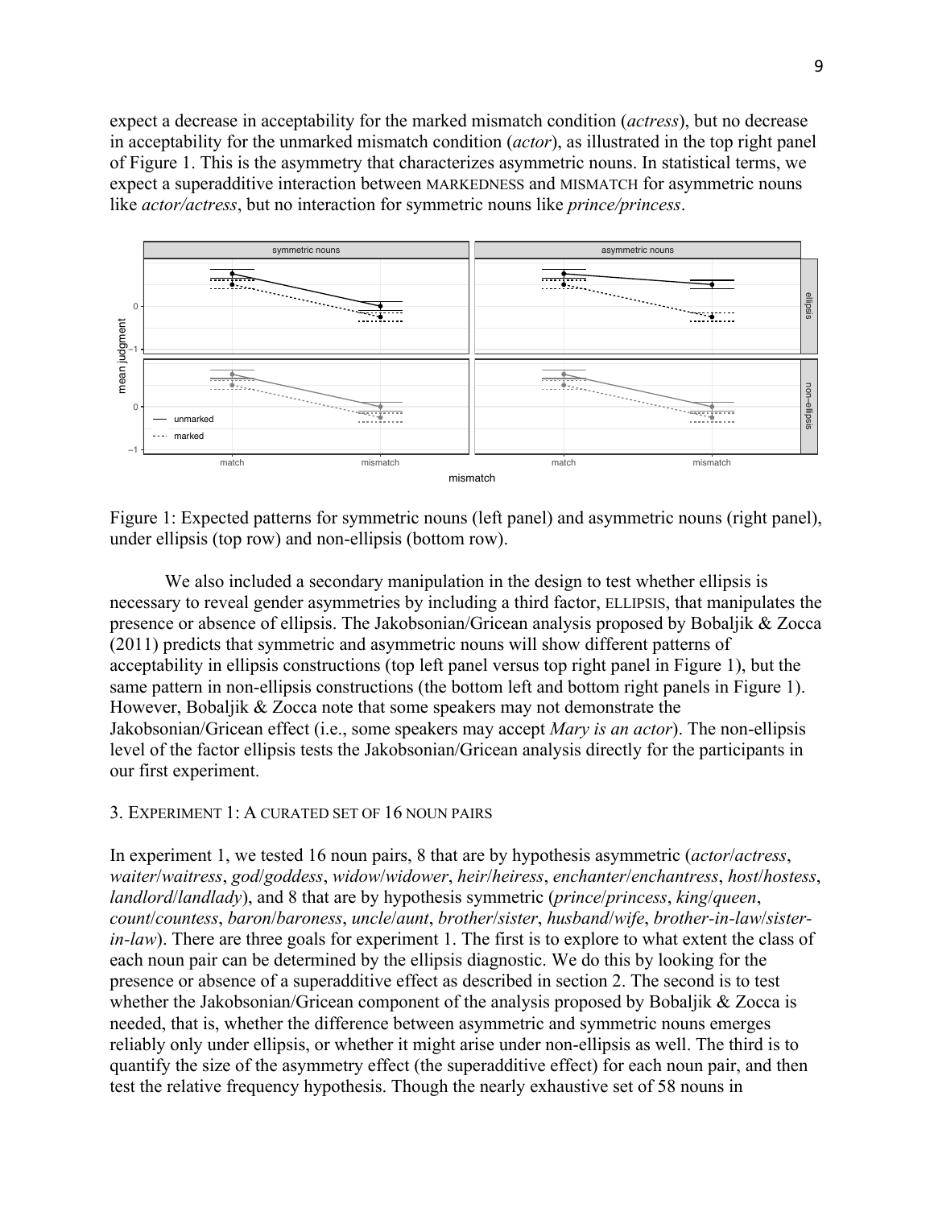expect a decrease in acceptability for the marked mismatch condition (*actress*), but no decrease in acceptability for the unmarked mismatch condition (*actor*), as illustrated in the top right panel of Figure 1. This is the asymmetry that characterizes asymmetric nouns. In statistical terms, we expect a superadditive interaction between MARKEDNESS and MISMATCH for asymmetric nouns like *actor/actress*, but no interaction for symmetric nouns like *prince/princess*.

Figure 1: Expected patterns for symmetric nouns (left panel) and asymmetric nouns (right panel), under ellipsis (top row) and non-ellipsis (bottom row).

We also included a secondary manipulation in the design to test whether ellipsis is necessary to reveal gender asymmetries by including a third factor, ELLIPSIS, that manipulates the presence or absence of ellipsis. The Jakobsonian/Gricean analysis proposed by Bobaljik & Zocca (2011) predicts that symmetric and asymmetric nouns will show different patterns of acceptability in ellipsis constructions (top left panel versus top right panel in Figure 1), but the same pattern in non-ellipsis constructions (the bottom left and bottom right panels in Figure 1). However, Bobaljik & Zocca note that some speakers may not demonstrate the Jakobsonian/Gricean effect (i.e., some speakers may accept *Mary is an actor*). The non-ellipsis level of the factor ellipsis tests the Jakobsonian/Gricean analysis directly for the participants in our first experiment.

## 3. EXPERIMENT 1: A CURATED SET OF 16 NOUN PAIRS

In experiment 1, we tested 16 noun pairs, 8 that are by hypothesis asymmetric (*actor*/*actress*, *waiter*/*waitress*, *god*/*goddess*, *widow*/*widower*, *heir*/*heiress*, *enchanter*/*enchantress*, *host*/*hostess*, *landlord*/*landlady*), and 8 that are by hypothesis symmetric (*prince*/*princess*, *king*/*queen*, *count*/*countess*, *baron*/*baroness*, *uncle*/*aunt*, *brother*/*sister*, *husband*/*wife*, *brother-in-law*/*sister-in-law*). There are three goals for experiment 1. The first is to explore to what extent the class of each noun pair can be determined by the ellipsis diagnostic. We do this by looking for the presence or absence of a superadditive effect as described in section 2. The second is to test whether the Jakobsonian/Gricean component of the analysis proposed by Bobaljik & Zocca is needed, that is, whether the difference between asymmetric and symmetric nouns emerges reliably only under ellipsis, or whether it might arise under non-ellipsis as well. The third is to quantify the size of the asymmetry effect (the superadditive effect) for each noun pair, and then test the relative frequency hypothesis. Though the nearly exhaustive set of 58 nouns in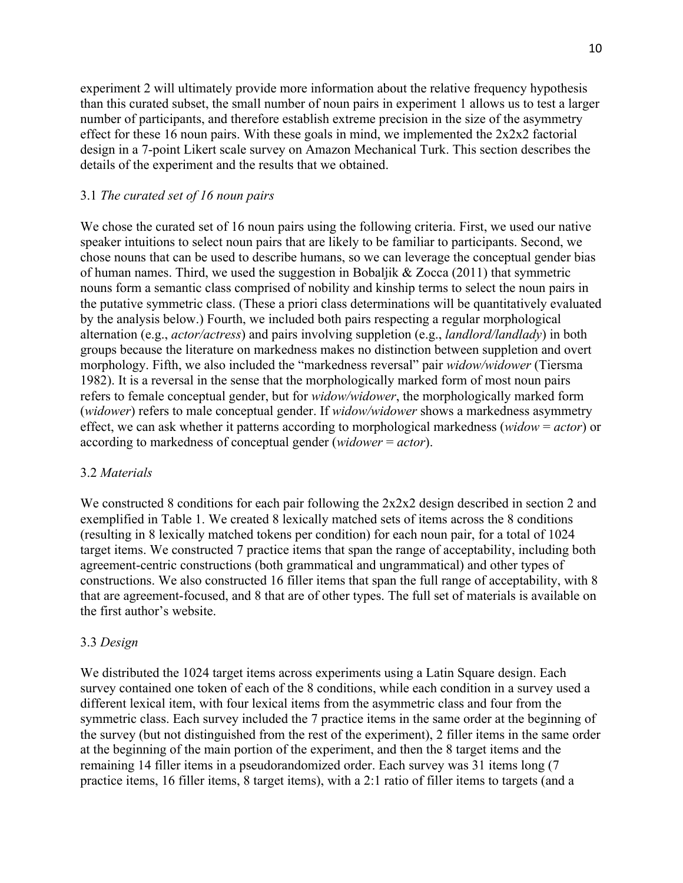experiment 2 will ultimately provide more information about the relative frequency hypothesis than this curated subset, the small number of noun pairs in experiment 1 allows us to test a larger number of participants, and therefore establish extreme precision in the size of the asymmetry effect for these 16 noun pairs. With these goals in mind, we implemented the 2x2x2 factorial design in a 7-point Likert scale survey on Amazon Mechanical Turk. This section describes the details of the experiment and the results that we obtained.

### 3.1 *The curated set of 16 noun pairs*

We chose the curated set of 16 noun pairs using the following criteria. First, we used our native speaker intuitions to select noun pairs that are likely to be familiar to participants. Second, we chose nouns that can be used to describe humans, so we can leverage the conceptual gender bias of human names. Third, we used the suggestion in Bobaljik & Zocca (2011) that symmetric nouns form a semantic class comprised of nobility and kinship terms to select the noun pairs in the putative symmetric class. (These a priori class determinations will be quantitatively evaluated by the analysis below.) Fourth, we included both pairs respecting a regular morphological alternation (e.g., *actor/actress*) and pairs involving suppletion (e.g., *landlord/landlady*) in both groups because the literature on markedness makes no distinction between suppletion and overt morphology. Fifth, we also included the "markedness reversal" pair *widow/widower* (Tiersma 1982). It is a reversal in the sense that the morphologically marked form of most noun pairs refers to female conceptual gender, but for *widow/widower*, the morphologically marked form (*widower*) refers to male conceptual gender. If *widow/widower* shows a markedness asymmetry effect, we can ask whether it patterns according to morphological markedness (*widow* = *actor*) or according to markedness of conceptual gender (*widower* = *actor*).

### 3.2 *Materials*

We constructed 8 conditions for each pair following the 2x2x2 design described in section 2 and exemplified in Table 1. We created 8 lexically matched sets of items across the 8 conditions (resulting in 8 lexically matched tokens per condition) for each noun pair, for a total of 1024 target items. We constructed 7 practice items that span the range of acceptability, including both agreement-centric constructions (both grammatical and ungrammatical) and other types of constructions. We also constructed 16 filler items that span the full range of acceptability, with 8 that are agreement-focused, and 8 that are of other types. The full set of materials is available on the first author's website.

### 3.3 *Design*

We distributed the 1024 target items across experiments using a Latin Square design. Each survey contained one token of each of the 8 conditions, while each condition in a survey used a different lexical item, with four lexical items from the asymmetric class and four from the symmetric class. Each survey included the 7 practice items in the same order at the beginning of the survey (but not distinguished from the rest of the experiment), 2 filler items in the same order at the beginning of the main portion of the experiment, and then the 8 target items and the remaining 14 filler items in a pseudorandomized order. Each survey was 31 items long (7 practice items, 16 filler items, 8 target items), with a 2:1 ratio of filler items to targets (and a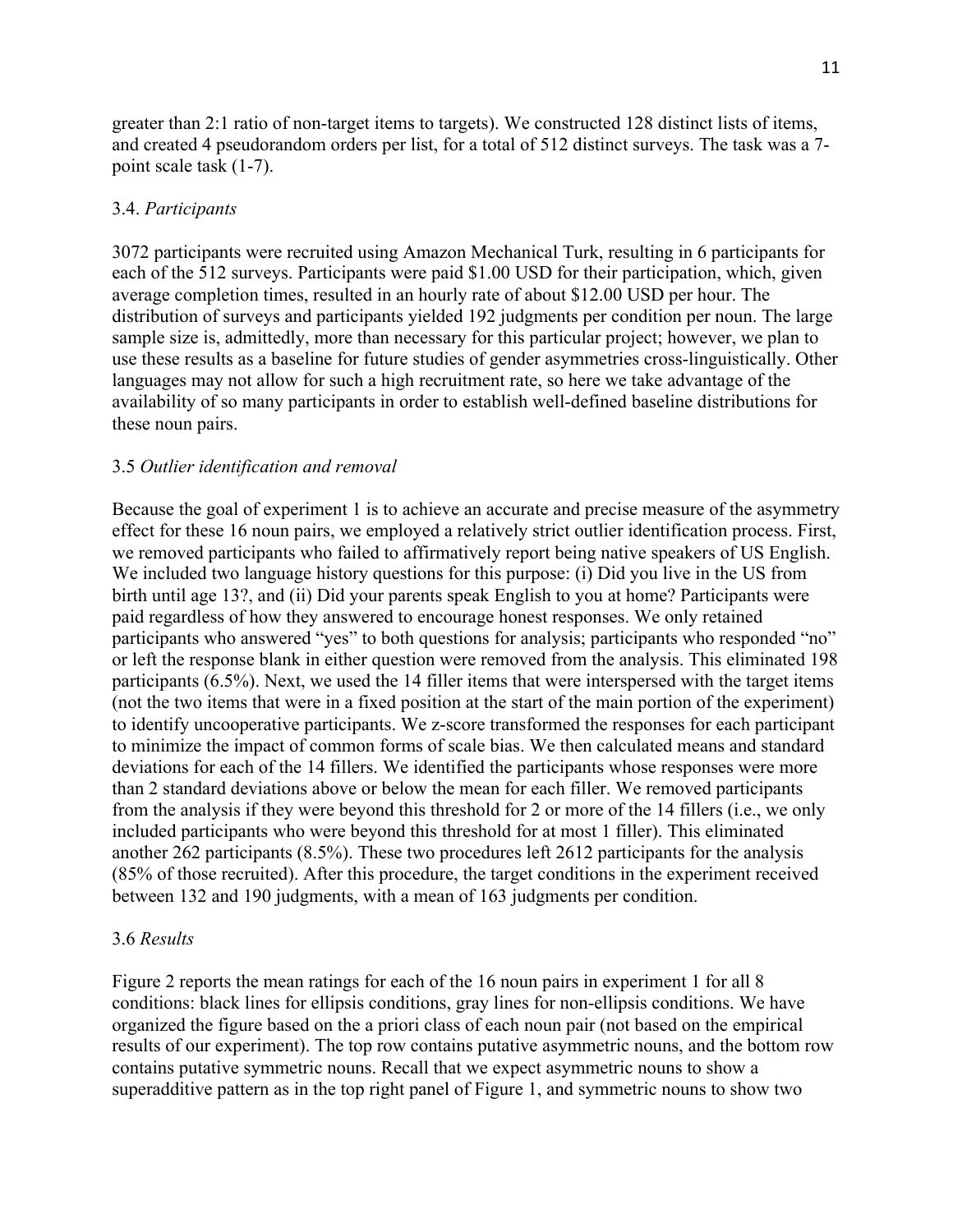greater than 2:1 ratio of non-target items to targets). We constructed 128 distinct lists of items, and created 4 pseudorandom orders per list, for a total of 512 distinct surveys. The task was a 7-point scale task (1-7).

### 3.4. *Participants*

3072 participants were recruited using Amazon Mechanical Turk, resulting in 6 participants for each of the 512 surveys. Participants were paid $1.00 USD for their participation, which, given average completion times, resulted in an hourly rate of about $12.00 USD per hour. The distribution of surveys and participants yielded 192 judgments per condition per noun. The large sample size is, admittedly, more than necessary for this particular project; however, we plan to use these results as a baseline for future studies of gender asymmetries cross-linguistically. Other languages may not allow for such a high recruitment rate, so here we take advantage of the availability of so many participants in order to establish well-defined baseline distributions for these noun pairs.

### 3.5 *Outlier identification and removal*

Because the goal of experiment 1 is to achieve an accurate and precise measure of the asymmetry effect for these 16 noun pairs, we employed a relatively strict outlier identification process. First, we removed participants who failed to affirmatively report being native speakers of US English. We included two language history questions for this purpose: (i) Did you live in the US from birth until age 13?, and (ii) Did your parents speak English to you at home? Participants were paid regardless of how they answered to encourage honest responses. We only retained participants who answered "yes" to both questions for analysis; participants who responded "no" or left the response blank in either question were removed from the analysis. This eliminated 198 participants (6.5%). Next, we used the 14 filler items that were interspersed with the target items (not the two items that were in a fixed position at the start of the main portion of the experiment) to identify uncooperative participants. We z-score transformed the responses for each participant to minimize the impact of common forms of scale bias. We then calculated means and standard deviations for each of the 14 fillers. We identified the participants whose responses were more than 2 standard deviations above or below the mean for each filler. We removed participants from the analysis if they were beyond this threshold for 2 or more of the 14 fillers (i.e., we only included participants who were beyond this threshold for at most 1 filler). This eliminated another 262 participants (8.5%). These two procedures left 2612 participants for the analysis (85% of those recruited). After this procedure, the target conditions in the experiment received between 132 and 190 judgments, with a mean of 163 judgments per condition.

### 3.6 *Results*

Figure 2 reports the mean ratings for each of the 16 noun pairs in experiment 1 for all 8 conditions: black lines for ellipsis conditions, gray lines for non-ellipsis conditions. We have organized the figure based on the a priori class of each noun pair (not based on the empirical results of our experiment). The top row contains putative asymmetric nouns, and the bottom row contains putative symmetric nouns. Recall that we expect asymmetric nouns to show a superadditive pattern as in the top right panel of Figure 1, and symmetric nouns to show two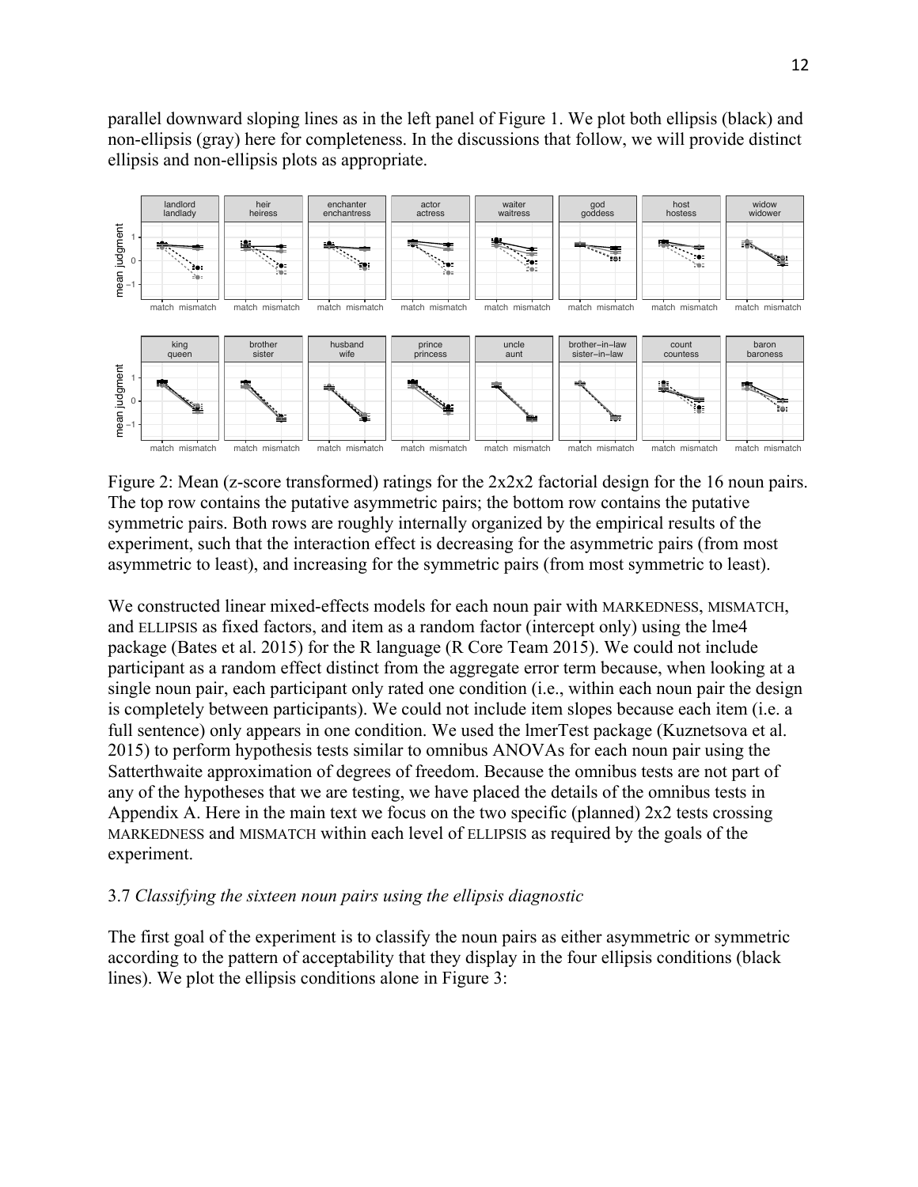parallel downward sloping lines as in the left panel of Figure 1. We plot both ellipsis (black) and non-ellipsis (gray) here for completeness. In the discussions that follow, we will provide distinct ellipsis and non-ellipsis plots as appropriate.

Figure 2: Mean (z-score transformed) ratings for the 2x2x2 factorial design for the 16 noun pairs. The top row contains the putative asymmetric pairs; the bottom row contains the putative symmetric pairs. Both rows are roughly internally organized by the empirical results of the experiment, such that the interaction effect is decreasing for the asymmetric pairs (from most asymmetric to least), and increasing for the symmetric pairs (from most symmetric to least).

We constructed linear mixed-effects models for each noun pair with MARKEDNESS, MISMATCH, and ELLIPSIS as fixed factors, and item as a random factor (intercept only) using the lme4 package (Bates et al. 2015) for the R language (R Core Team 2015). We could not include participant as a random effect distinct from the aggregate error term because, when looking at a single noun pair, each participant only rated one condition (i.e., within each noun pair the design is completely between participants). We could not include item slopes because each item (i.e. a full sentence) only appears in one condition. We used the lmerTest package (Kuznetsova et al. 2015) to perform hypothesis tests similar to omnibus ANOVAs for each noun pair using the Satterthwaite approximation of degrees of freedom. Because the omnibus tests are not part of any of the hypotheses that we are testing, we have placed the details of the omnibus tests in Appendix A. Here in the main text we focus on the two specific (planned) 2x2 tests crossing MARKEDNESS and MISMATCH within each level of ELLIPSIS as required by the goals of the experiment.

### 3.7 *Classifying the sixteen noun pairs using the ellipsis diagnostic*

The first goal of the experiment is to classify the noun pairs as either asymmetric or symmetric according to the pattern of acceptability that they display in the four ellipsis conditions (black lines). We plot the ellipsis conditions alone in Figure 3: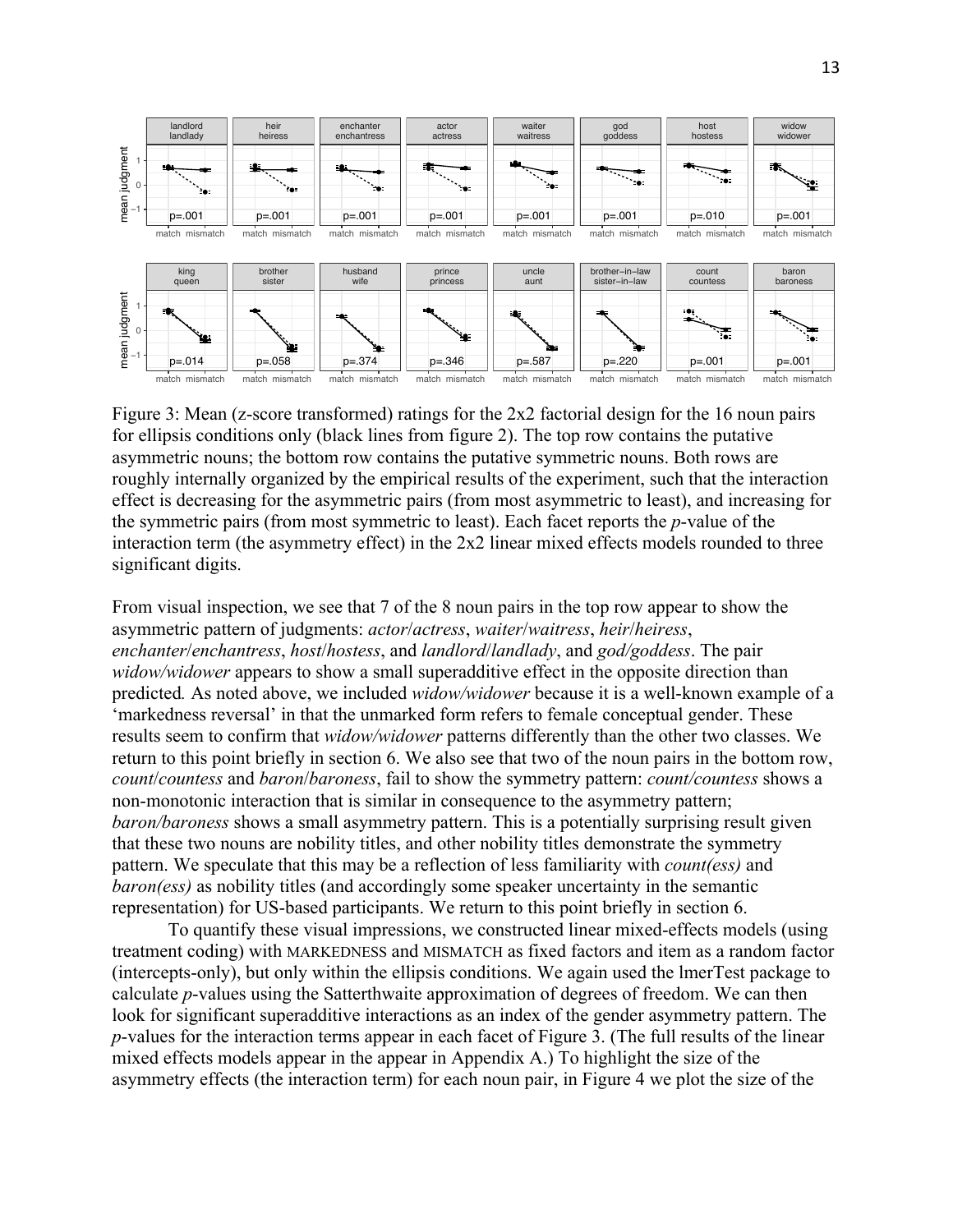Figure 3: Mean (z-score transformed) ratings for the 2x2 factorial design for the 16 noun pairs for ellipsis conditions only (black lines from figure 2). The top row contains the putative asymmetric nouns; the bottom row contains the putative symmetric nouns. Both rows are roughly internally organized by the empirical results of the experiment, such that the interaction effect is decreasing for the asymmetric pairs (from most asymmetric to least), and increasing for the symmetric pairs (from most symmetric to least). Each facet reports the *p*-value of the interaction term (the asymmetry effect) in the 2x2 linear mixed effects models rounded to three significant digits.

From visual inspection, we see that 7 of the 8 noun pairs in the top row appear to show the asymmetric pattern of judgments: *actor*/*actress*, *waiter*/*waitress*, *heir*/*heiress*, *enchanter*/*enchantress*, *host*/*hostess*, and *landlord*/*landlady*, and *god/goddess*. The pair *widow/widower* appears to show a small superadditive effect in the opposite direction than predicted*.* As noted above, we included *widow/widower* because it is a well-known example of a 'markedness reversal' in that the unmarked form refers to female conceptual gender. These results seem to confirm that *widow/widower* patterns differently than the other two classes. We return to this point briefly in section 6. We also see that two of the noun pairs in the bottom row, *count*/*countess* and *baron*/*baroness*, fail to show the symmetry pattern: *count/countess* shows a non-monotonic interaction that is similar in consequence to the asymmetry pattern; *baron/baroness* shows a small asymmetry pattern. This is a potentially surprising result given that these two nouns are nobility titles, and other nobility titles demonstrate the symmetry pattern. We speculate that this may be a reflection of less familiarity with *count(ess)* and *baron(ess)* as nobility titles (and accordingly some speaker uncertainty in the semantic representation) for US-based participants. We return to this point briefly in section 6.

To quantify these visual impressions, we constructed linear mixed-effects models (using treatment coding) with MARKEDNESS and MISMATCH as fixed factors and item as a random factor (intercepts-only), but only within the ellipsis conditions. We again used the lmerTest package to calculate *p*-values using the Satterthwaite approximation of degrees of freedom. We can then look for significant superadditive interactions as an index of the gender asymmetry pattern. The *p*-values for the interaction terms appear in each facet of Figure 3. (The full results of the linear mixed effects models appear in the appear in Appendix A.) To highlight the size of the asymmetry effects (the interaction term) for each noun pair, in Figure 4 we plot the size of the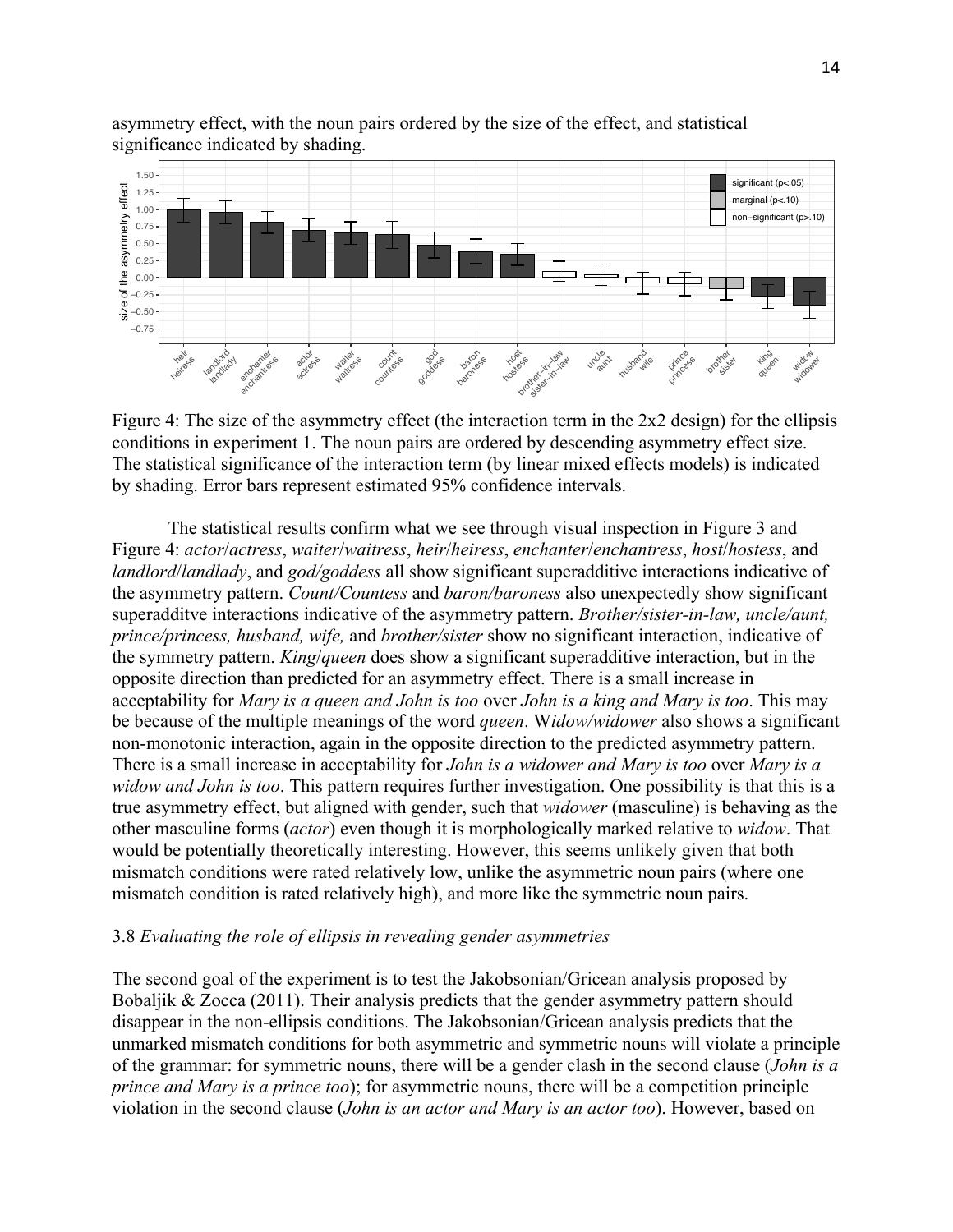asymmetry effect, with the noun pairs ordered by the size of the effect, and statistical significance indicated by shading.

Figure 4: The size of the asymmetry effect (the interaction term in the 2x2 design) for the ellipsis conditions in experiment 1. The noun pairs are ordered by descending asymmetry effect size. The statistical significance of the interaction term (by linear mixed effects models) is indicated by shading. Error bars represent estimated 95% confidence intervals.

The statistical results confirm what we see through visual inspection in Figure 3 and Figure 4: *actor*/*actress*, *waiter*/*waitress*, *heir*/*heiress*, *enchanter*/*enchantress*, *host*/*hostess*, and *landlord*/*landlady*, and *god/goddess* all show significant superadditive interactions indicative of the asymmetry pattern. *Count/Countess* and *baron/baroness* also unexpectedly show significant superadditve interactions indicative of the asymmetry pattern. *Brother/sister-in-law, uncle/aunt, prince/princess, husband, wife,* and *brother/sister* show no significant interaction, indicative of the symmetry pattern. *King*/*queen* does show a significant superadditive interaction, but in the opposite direction than predicted for an asymmetry effect. There is a small increase in acceptability for *Mary is a queen and John is too* over *John is a king and Mary is too*. This may be because of the multiple meanings of the word *queen*. W*idow/widower* also shows a significant non-monotonic interaction, again in the opposite direction to the predicted asymmetry pattern. There is a small increase in acceptability for *John is a widower and Mary is too* over *Mary is a widow and John is too*. This pattern requires further investigation. One possibility is that this is a true asymmetry effect, but aligned with gender, such that *widower* (masculine) is behaving as the other masculine forms (*actor*) even though it is morphologically marked relative to *widow*. That would be potentially theoretically interesting. However, this seems unlikely given that both mismatch conditions were rated relatively low, unlike the asymmetric noun pairs (where one mismatch condition is rated relatively high), and more like the symmetric noun pairs.

3.8 *Evaluating the role of ellipsis in revealing gender asymmetries*

The second goal of the experiment is to test the Jakobsonian/Gricean analysis proposed by Bobaljik & Zocca (2011). Their analysis predicts that the gender asymmetry pattern should disappear in the non-ellipsis conditions. The Jakobsonian/Gricean analysis predicts that the unmarked mismatch conditions for both asymmetric and symmetric nouns will violate a principle of the grammar: for symmetric nouns, there will be a gender clash in the second clause (*John is a prince and Mary is a prince too*); for asymmetric nouns, there will be a competition principle violation in the second clause (*John is an actor and Mary is an actor too*). However, based on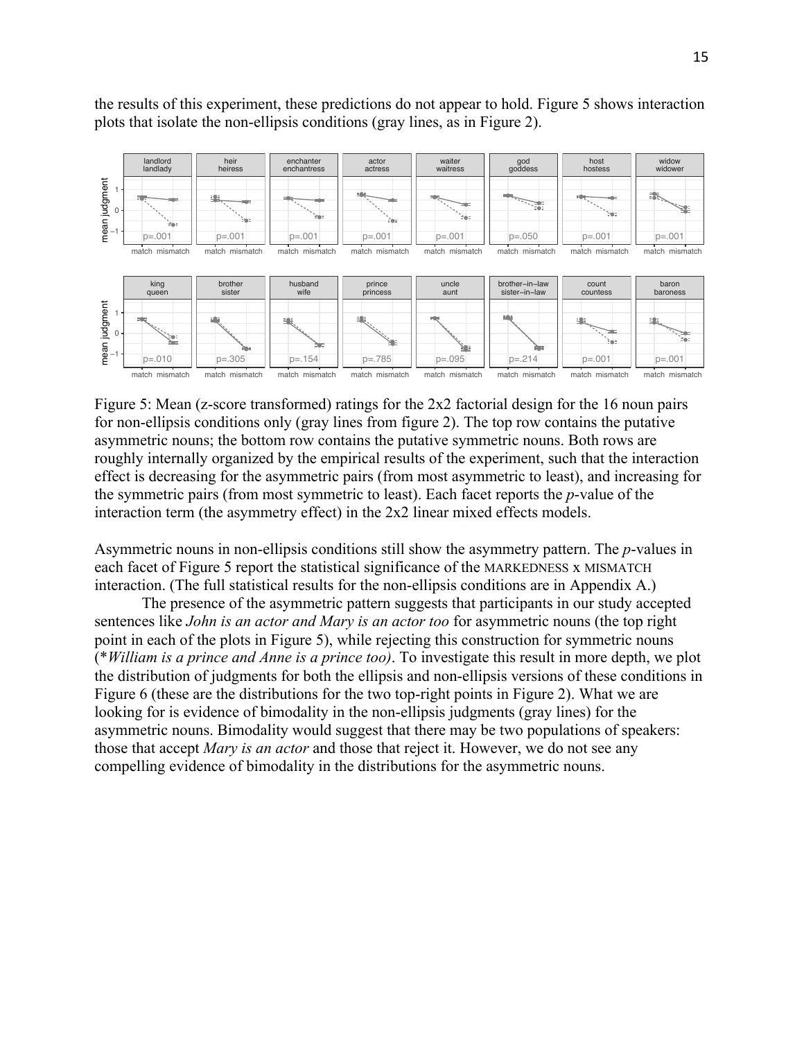the results of this experiment, these predictions do not appear to hold. Figure 5 shows interaction plots that isolate the non-ellipsis conditions (gray lines, as in Figure 2).

Figure 5: Mean (z-score transformed) ratings for the 2x2 factorial design for the 16 noun pairs for non-ellipsis conditions only (gray lines from figure 2). The top row contains the putative asymmetric nouns; the bottom row contains the putative symmetric nouns. Both rows are roughly internally organized by the empirical results of the experiment, such that the interaction effect is decreasing for the asymmetric pairs (from most asymmetric to least), and increasing for the symmetric pairs (from most symmetric to least). Each facet reports the *p*-value of the interaction term (the asymmetry effect) in the 2x2 linear mixed effects models.

Asymmetric nouns in non-ellipsis conditions still show the asymmetry pattern. The *p*-values in each facet of Figure 5 report the statistical significance of the MARKEDNESS x MISMATCH interaction. (The full statistical results for the non-ellipsis conditions are in Appendix A.)

The presence of the asymmetric pattern suggests that participants in our study accepted sentences like *John is an actor and Mary is an actor too* for asymmetric nouns (the top right point in each of the plots in Figure 5), while rejecting this construction for symmetric nouns (\**William is a prince and Anne is a prince too)*. To investigate this result in more depth, we plot the distribution of judgments for both the ellipsis and non-ellipsis versions of these conditions in Figure 6 (these are the distributions for the two top-right points in Figure 2). What we are looking for is evidence of bimodality in the non-ellipsis judgments (gray lines) for the asymmetric nouns. Bimodality would suggest that there may be two populations of speakers: those that accept *Mary is an actor* and those that reject it. However, we do not see any compelling evidence of bimodality in the distributions for the asymmetric nouns.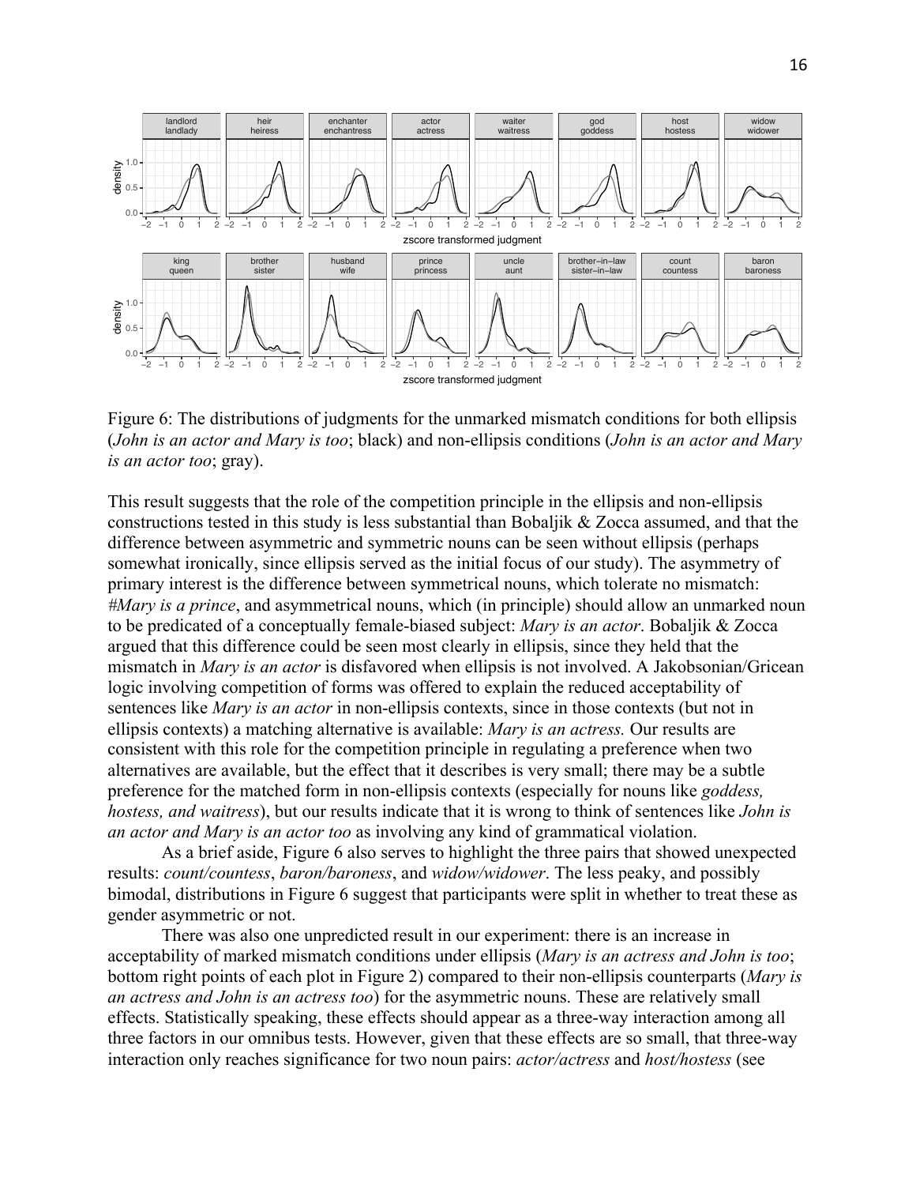Figure 6: The distributions of judgments for the unmarked mismatch conditions for both ellipsis (*John is an actor and Mary is too*; black) and non-ellipsis conditions (*John is an actor and Mary is an actor too*; gray).

This result suggests that the role of the competition principle in the ellipsis and non-ellipsis constructions tested in this study is less substantial than Bobaljik & Zocca assumed, and that the difference between asymmetric and symmetric nouns can be seen without ellipsis (perhaps somewhat ironically, since ellipsis served as the initial focus of our study). The asymmetry of primary interest is the difference between symmetrical nouns, which tolerate no mismatch: *#Mary is a prince*, and asymmetrical nouns, which (in principle) should allow an unmarked noun to be predicated of a conceptually female-biased subject: *Mary is an actor*. Bobaljik & Zocca argued that this difference could be seen most clearly in ellipsis, since they held that the mismatch in *Mary is an actor* is disfavored when ellipsis is not involved. A Jakobsonian/Gricean logic involving competition of forms was offered to explain the reduced acceptability of sentences like *Mary is an actor* in non-ellipsis contexts, since in those contexts (but not in ellipsis contexts) a matching alternative is available: *Mary is an actress.* Our results are consistent with this role for the competition principle in regulating a preference when two alternatives are available, but the effect that it describes is very small; there may be a subtle preference for the matched form in non-ellipsis contexts (especially for nouns like *goddess, hostess, and waitress*), but our results indicate that it is wrong to think of sentences like *John is an actor and Mary is an actor too* as involving any kind of grammatical violation.

As a brief aside, Figure 6 also serves to highlight the three pairs that showed unexpected results: *count/countess*, *baron/baroness*, and *widow/widower*. The less peaky, and possibly bimodal, distributions in Figure 6 suggest that participants were split in whether to treat these as gender asymmetric or not.

There was also one unpredicted result in our experiment: there is an increase in acceptability of marked mismatch conditions under ellipsis (*Mary is an actress and John is too*; bottom right points of each plot in Figure 2) compared to their non-ellipsis counterparts (*Mary is an actress and John is an actress too*) for the asymmetric nouns. These are relatively small effects. Statistically speaking, these effects should appear as a three-way interaction among all three factors in our omnibus tests. However, given that these effects are so small, that three-way interaction only reaches significance for two noun pairs: *actor/actress* and *host/hostess* (see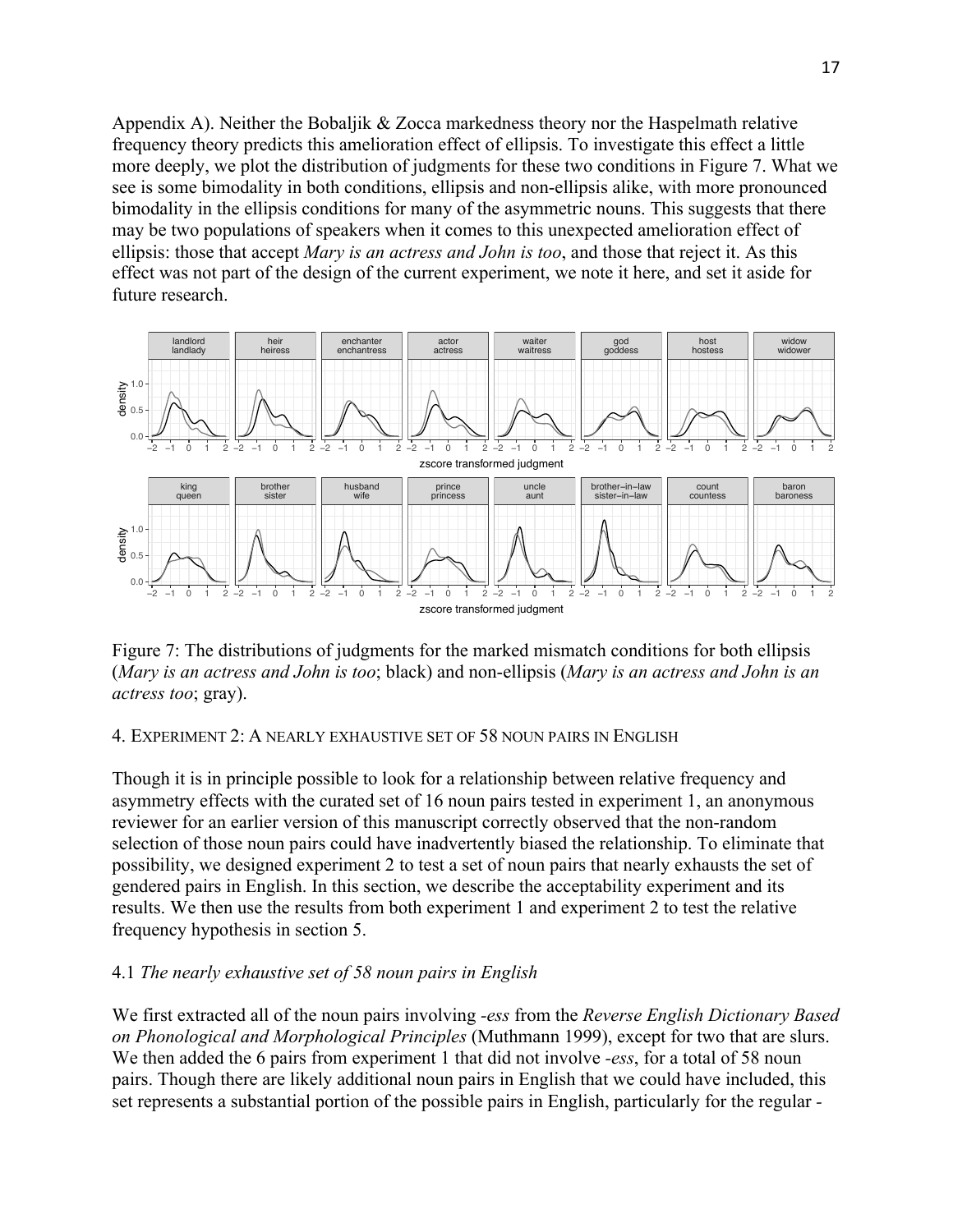Appendix A). Neither the Bobaljik & Zocca markedness theory nor the Haspelmath relative frequency theory predicts this amelioration effect of ellipsis. To investigate this effect a little more deeply, we plot the distribution of judgments for these two conditions in Figure 7. What we see is some bimodality in both conditions, ellipsis and non-ellipsis alike, with more pronounced bimodality in the ellipsis conditions for many of the asymmetric nouns. This suggests that there may be two populations of speakers when it comes to this unexpected amelioration effect of ellipsis: those that accept *Mary is an actress and John is too*, and those that reject it. As this effect was not part of the design of the current experiment, we note it here, and set it aside for future research.

Figure 7: The distributions of judgments for the marked mismatch conditions for both ellipsis (*Mary is an actress and John is too*; black) and non-ellipsis (*Mary is an actress and John is an actress too*; gray).

4. EXPERIMENT 2: A NEARLY EXHAUSTIVE SET OF 58 NOUN PAIRS IN ENGLISH

Though it is in principle possible to look for a relationship between relative frequency and asymmetry effects with the curated set of 16 noun pairs tested in experiment 1, an anonymous reviewer for an earlier version of this manuscript correctly observed that the non-random selection of those noun pairs could have inadvertently biased the relationship. To eliminate that possibility, we designed experiment 2 to test a set of noun pairs that nearly exhausts the set of gendered pairs in English. In this section, we describe the acceptability experiment and its results. We then use the results from both experiment 1 and experiment 2 to test the relative frequency hypothesis in section 5.

4.1 *The nearly exhaustive set of 58 noun pairs in English*

We first extracted all of the noun pairs involving *-ess* from the *Reverse English Dictionary Based on Phonological and Morphological Principles* (Muthmann 1999), except for two that are slurs. We then added the 6 pairs from experiment 1 that did not involve *-ess*, for a total of 58 noun pairs. Though there are likely additional noun pairs in English that we could have included, this set represents a substantial portion of the possible pairs in English, particularly for the regular -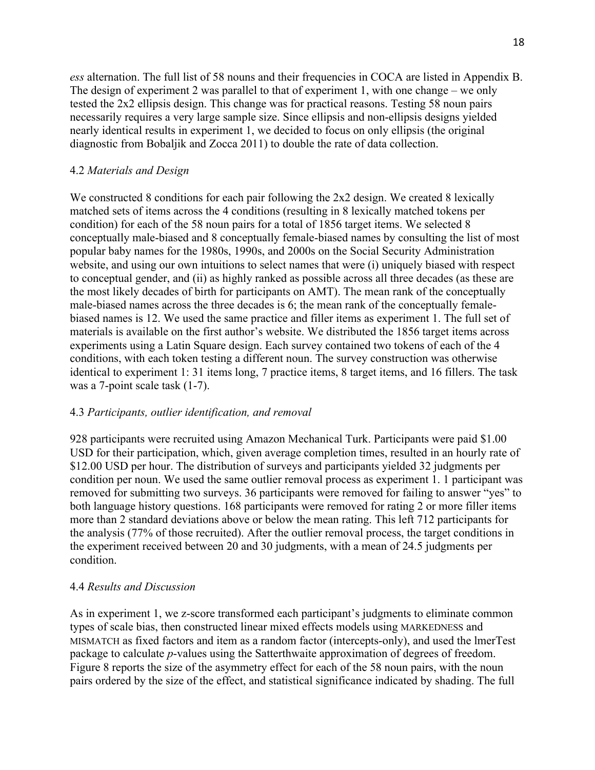*ess* alternation. The full list of 58 nouns and their frequencies in COCA are listed in Appendix B. The design of experiment 2 was parallel to that of experiment 1, with one change – we only tested the 2x2 ellipsis design. This change was for practical reasons. Testing 58 noun pairs necessarily requires a very large sample size. Since ellipsis and non-ellipsis designs yielded nearly identical results in experiment 1, we decided to focus on only ellipsis (the original diagnostic from Bobaljik and Zocca 2011) to double the rate of data collection.

### 4.2 *Materials and Design*

We constructed 8 conditions for each pair following the 2x2 design. We created 8 lexically matched sets of items across the 4 conditions (resulting in 8 lexically matched tokens per condition) for each of the 58 noun pairs for a total of 1856 target items. We selected 8 conceptually male-biased and 8 conceptually female-biased names by consulting the list of most popular baby names for the 1980s, 1990s, and 2000s on the Social Security Administration website, and using our own intuitions to select names that were (i) uniquely biased with respect to conceptual gender, and (ii) as highly ranked as possible across all three decades (as these are the most likely decades of birth for participants on AMT). The mean rank of the conceptually male-biased names across the three decades is 6; the mean rank of the conceptually female-biased names is 12. We used the same practice and filler items as experiment 1. The full set of materials is available on the first author's website. We distributed the 1856 target items across experiments using a Latin Square design. Each survey contained two tokens of each of the 4 conditions, with each token testing a different noun. The survey construction was otherwise identical to experiment 1: 31 items long, 7 practice items, 8 target items, and 16 fillers. The task was a 7-point scale task (1-7).

### 4.3 *Participants, outlier identification, and removal*

928 participants were recruited using Amazon Mechanical Turk. Participants were paid $1.00 USD for their participation, which, given average completion times, resulted in an hourly rate of $12.00 USD per hour. The distribution of surveys and participants yielded 32 judgments per condition per noun. We used the same outlier removal process as experiment 1. 1 participant was removed for submitting two surveys. 36 participants were removed for failing to answer "yes" to both language history questions. 168 participants were removed for rating 2 or more filler items more than 2 standard deviations above or below the mean rating. This left 712 participants for the analysis (77% of those recruited). After the outlier removal process, the target conditions in the experiment received between 20 and 30 judgments, with a mean of 24.5 judgments per condition.

### 4.4 *Results and Discussion*

As in experiment 1, we z-score transformed each participant's judgments to eliminate common types of scale bias, then constructed linear mixed effects models using MARKEDNESS and MISMATCH as fixed factors and item as a random factor (intercepts-only), and used the lmerTest package to calculate *p*-values using the Satterthwaite approximation of degrees of freedom. Figure 8 reports the size of the asymmetry effect for each of the 58 noun pairs, with the noun pairs ordered by the size of the effect, and statistical significance indicated by shading. The full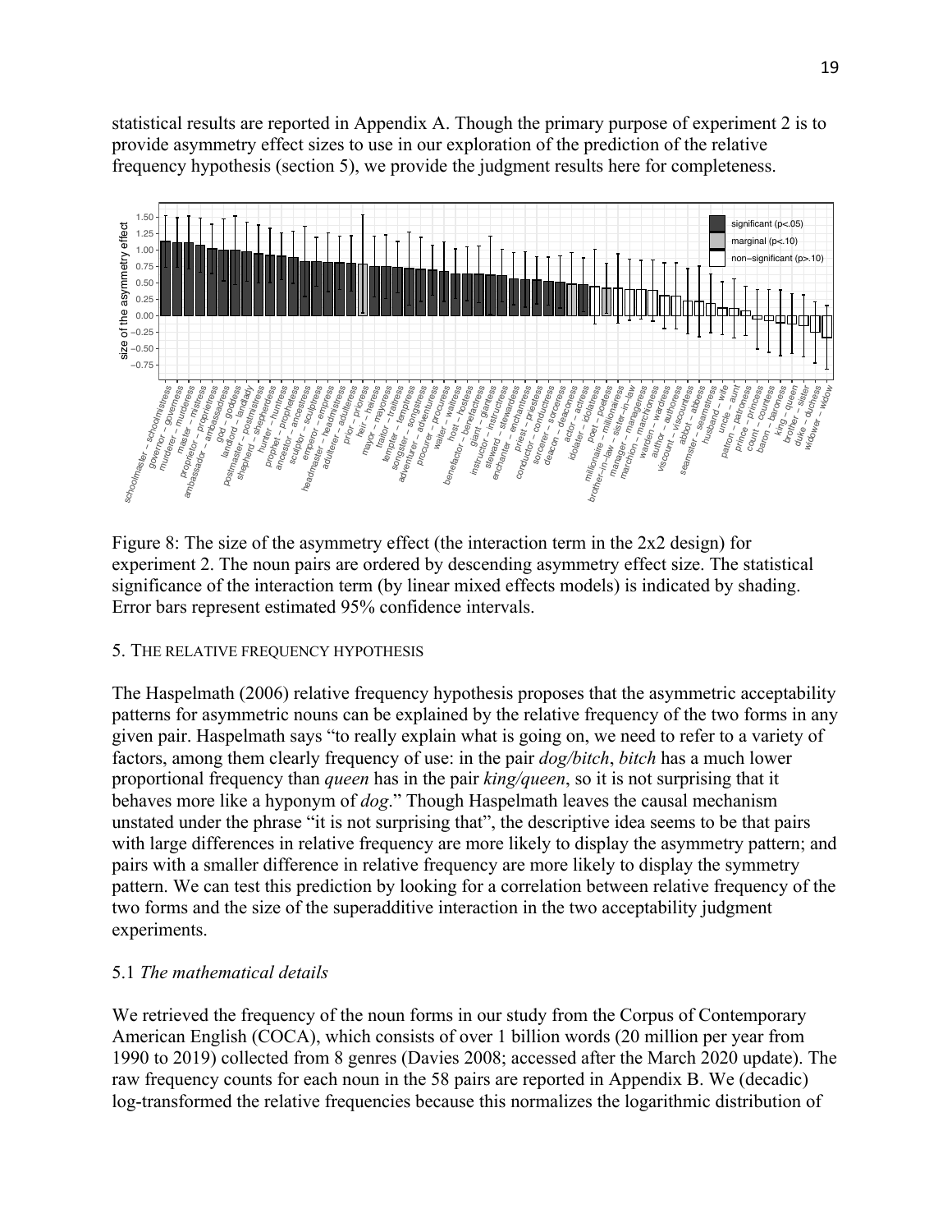statistical results are reported in Appendix A. Though the primary purpose of experiment 2 is to provide asymmetry effect sizes to use in our exploration of the prediction of the relative frequency hypothesis (section 5), we provide the judgment results here for completeness.

Figure 8: The size of the asymmetry effect (the interaction term in the 2x2 design) for experiment 2. The noun pairs are ordered by descending asymmetry effect size. The statistical significance of the interaction term (by linear mixed effects models) is indicated by shading. Error bars represent estimated 95% confidence intervals.

## 5. The relative frequency hypothesis

The Haspelmath (2006) relative frequency hypothesis proposes that the asymmetric acceptability patterns for asymmetric nouns can be explained by the relative frequency of the two forms in any given pair. Haspelmath says "to really explain what is going on, we need to refer to a variety of factors, among them clearly frequency of use: in the pair *dog/bitch*, *bitch* has a much lower proportional frequency than *queen* has in the pair *king/queen*, so it is not surprising that it behaves more like a hyponym of *dog*." Though Haspelmath leaves the causal mechanism unstated under the phrase "it is not surprising that", the descriptive idea seems to be that pairs with large differences in relative frequency are more likely to display the asymmetry pattern; and pairs with a smaller difference in relative frequency are more likely to display the symmetry pattern. We can test this prediction by looking for a correlation between relative frequency of the two forms and the size of the superadditive interaction in the two acceptability judgment experiments.

### 5.1 *The mathematical details*

We retrieved the frequency of the noun forms in our study from the Corpus of Contemporary American English (COCA), which consists of over 1 billion words (20 million per year from 1990 to 2019) collected from 8 genres (Davies 2008; accessed after the March 2020 update). The raw frequency counts for each noun in the 58 pairs are reported in Appendix B. We (decadic) log-transformed the relative frequencies because this normalizes the logarithmic distribution of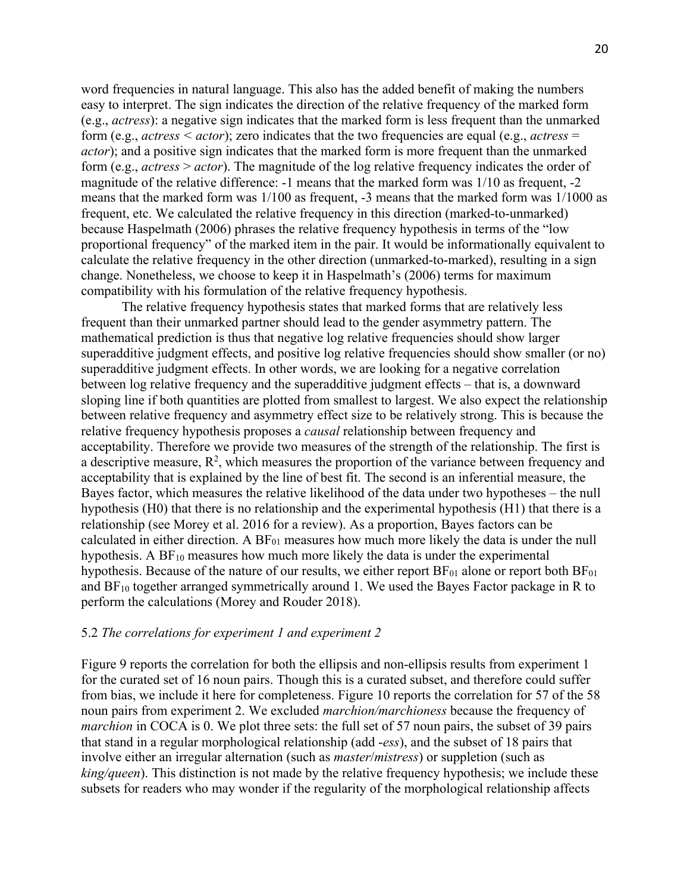word frequencies in natural language. This also has the added benefit of making the numbers easy to interpret. The sign indicates the direction of the relative frequency of the marked form (e.g., *actress*): a negative sign indicates that the marked form is less frequent than the unmarked form (e.g., *actress* < *actor*); zero indicates that the two frequencies are equal (e.g., *actress* = *actor*); and a positive sign indicates that the marked form is more frequent than the unmarked form (e.g., *actress* > *actor*). The magnitude of the log relative frequency indicates the order of magnitude of the relative difference: -1 means that the marked form was 1/10 as frequent, -2 means that the marked form was 1/100 as frequent, -3 means that the marked form was 1/1000 as frequent, etc. We calculated the relative frequency in this direction (marked-to-unmarked) because Haspelmath (2006) phrases the relative frequency hypothesis in terms of the "low proportional frequency" of the marked item in the pair. It would be informationally equivalent to calculate the relative frequency in the other direction (unmarked-to-marked), resulting in a sign change. Nonetheless, we choose to keep it in Haspelmath's (2006) terms for maximum compatibility with his formulation of the relative frequency hypothesis.

The relative frequency hypothesis states that marked forms that are relatively less frequent than their unmarked partner should lead to the gender asymmetry pattern. The mathematical prediction is thus that negative log relative frequencies should show larger superadditive judgment effects, and positive log relative frequencies should show smaller (or no) superadditive judgment effects. In other words, we are looking for a negative correlation between log relative frequency and the superadditive judgment effects – that is, a downward sloping line if both quantities are plotted from smallest to largest. We also expect the relationship between relative frequency and asymmetry effect size to be relatively strong. This is because the relative frequency hypothesis proposes a *causal* relationship between frequency and acceptability. Therefore we provide two measures of the strength of the relationship. The first is a descriptive measure, $R^2$, which measures the proportion of the variance between frequency and acceptability that is explained by the line of best fit. The second is an inferential measure, the Bayes factor, which measures the relative likelihood of the data under two hypotheses – the null hypothesis (H0) that there is no relationship and the experimental hypothesis (H1) that there is a relationship (see Morey et al. 2016 for a review). As a proportion, Bayes factors can be calculated in either direction. A $BF_{01}$ measures how much more likely the data is under the null hypothesis. A $BF_{10}$ measures how much more likely the data is under the experimental hypothesis. Because of the nature of our results, we either report $BF_{01}$ alone or report both $BF_{01}$ and $BF_{10}$ together arranged symmetrically around 1. We used the Bayes Factor package in R to perform the calculations (Morey and Rouder 2018).

### 5.2 *The correlations for experiment 1 and experiment 2*

Figure 9 reports the correlation for both the ellipsis and non-ellipsis results from experiment 1 for the curated set of 16 noun pairs. Though this is a curated subset, and therefore could suffer from bias, we include it here for completeness. Figure 10 reports the correlation for 57 of the 58 noun pairs from experiment 2. We excluded *marchion/marchioness* because the frequency of *marchion* in COCA is 0. We plot three sets: the full set of 57 noun pairs, the subset of 39 pairs that stand in a regular morphological relationship (add *-ess*), and the subset of 18 pairs that involve either an irregular alternation (such as *master*/*mistress*) or suppletion (such as *king/queen*). This distinction is not made by the relative frequency hypothesis; we include these subsets for readers who may wonder if the regularity of the morphological relationship affects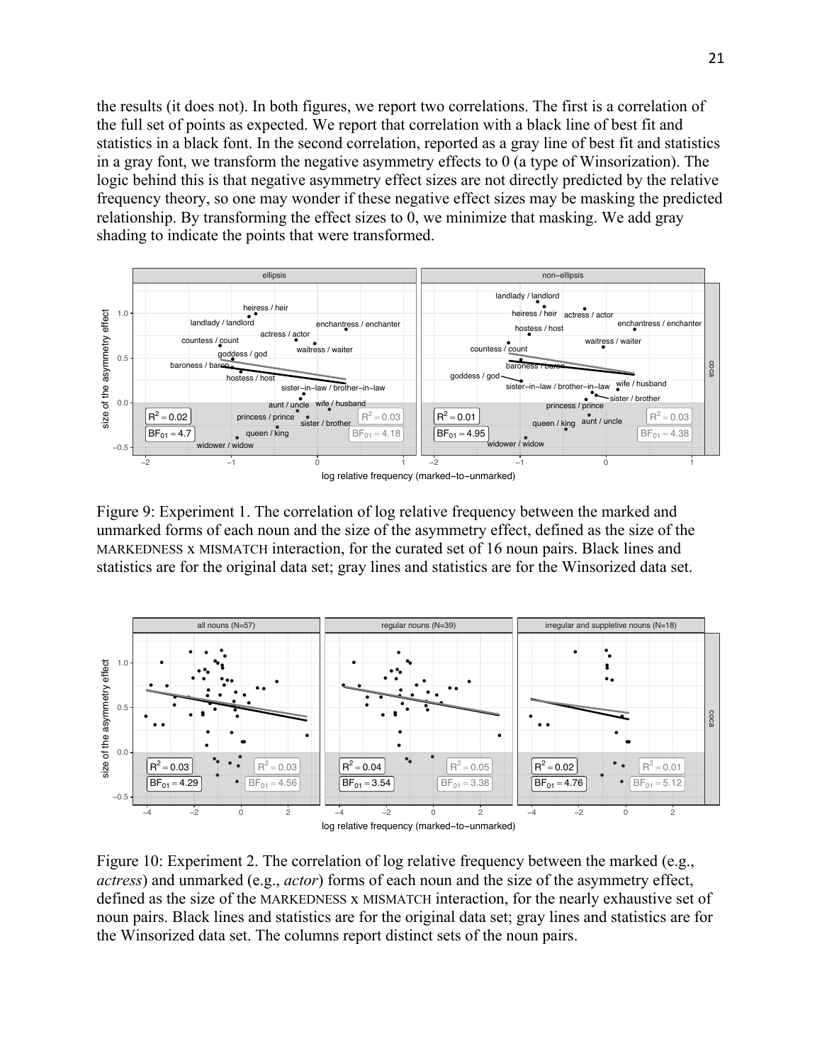the results (it does not). In both figures, we report two correlations. The first is a correlation of the full set of points as expected. We report that correlation with a black line of best fit and statistics in a black font. In the second correlation, reported as a gray line of best fit and statistics in a gray font, we transform the negative asymmetry effects to 0 (a type of Winsorization). The logic behind this is that negative asymmetry effect sizes are not directly predicted by the relative frequency theory, so one may wonder if these negative effect sizes may be masking the predicted relationship. By transforming the effect sizes to 0, we minimize that masking. We add gray shading to indicate the points that were transformed.

Figure 9: Experiment 1. The correlation of log relative frequency between the marked and unmarked forms of each noun and the size of the asymmetry effect, defined as the size of the MARKEDNESS x MISMATCH interaction, for the curated set of 16 noun pairs. Black lines and statistics are for the original data set; gray lines and statistics are for the Winsorized data set.

Figure 10: Experiment 2. The correlation of log relative frequency between the marked (e.g., *actress*) and unmarked (e.g., *actor*) forms of each noun and the size of the asymmetry effect, defined as the size of the MARKEDNESS x MISMATCH interaction, for the nearly exhaustive set of noun pairs. Black lines and statistics are for the original data set; gray lines and statistics are for the Winsorized data set. The columns report distinct sets of the noun pairs.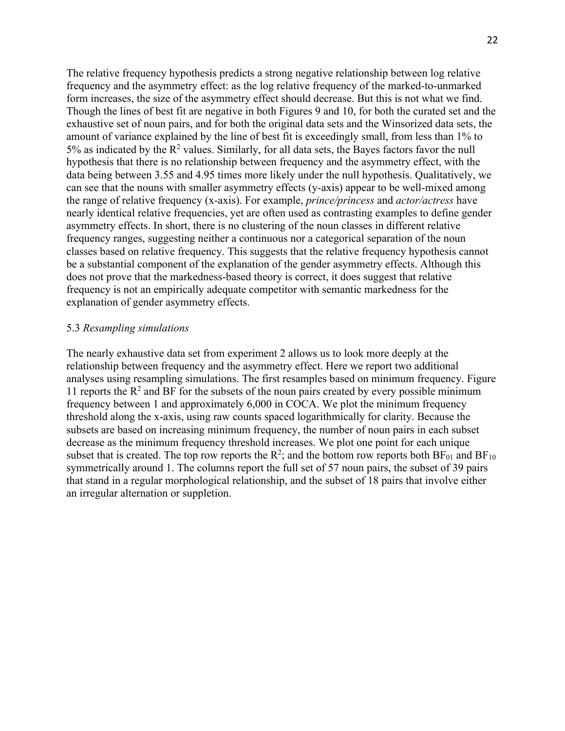The relative frequency hypothesis predicts a strong negative relationship between log relative frequency and the asymmetry effect: as the log relative frequency of the marked-to-unmarked form increases, the size of the asymmetry effect should decrease. But this is not what we find. Though the lines of best fit are negative in both Figures 9 and 10, for both the curated set and the exhaustive set of noun pairs, and for both the original data sets and the Winsorized data sets, the amount of variance explained by the line of best fit is exceedingly small, from less than 1% to 5% as indicated by the $R^2$ values. Similarly, for all data sets, the Bayes factors favor the null hypothesis that there is no relationship between frequency and the asymmetry effect, with the data being between 3.55 and 4.95 times more likely under the null hypothesis. Qualitatively, we can see that the nouns with smaller asymmetry effects (y-axis) appear to be well-mixed among the range of relative frequency (x-axis). For example, *prince/princess* and *actor/actress* have nearly identical relative frequencies, yet are often used as contrasting examples to define gender asymmetry effects. In short, there is no clustering of the noun classes in different relative frequency ranges, suggesting neither a continuous nor a categorical separation of the noun classes based on relative frequency. This suggests that the relative frequency hypothesis cannot be a substantial component of the explanation of the gender asymmetry effects. Although this does not prove that the markedness-based theory is correct, it does suggest that relative frequency is not an empirically adequate competitor with semantic markedness for the explanation of gender asymmetry effects.

5.3 *Resampling simulations*

The nearly exhaustive data set from experiment 2 allows us to look more deeply at the relationship between frequency and the asymmetry effect. Here we report two additional analyses using resampling simulations. The first resamples based on minimum frequency. Figure 11 reports the $R^2$ and BF for the subsets of the noun pairs created by every possible minimum frequency between 1 and approximately 6,000 in COCA. We plot the minimum frequency threshold along the x-axis, using raw counts spaced logarithmically for clarity. Because the subsets are based on increasing minimum frequency, the number of noun pairs in each subset decrease as the minimum frequency threshold increases. We plot one point for each unique subset that is created. The top row reports the $R^2$; and the bottom row reports both $BF_{01}$ and $BF_{10}$ symmetrically around 1. The columns report the full set of 57 noun pairs, the subset of 39 pairs that stand in a regular morphological relationship, and the subset of 18 pairs that involve either an irregular alternation or suppletion.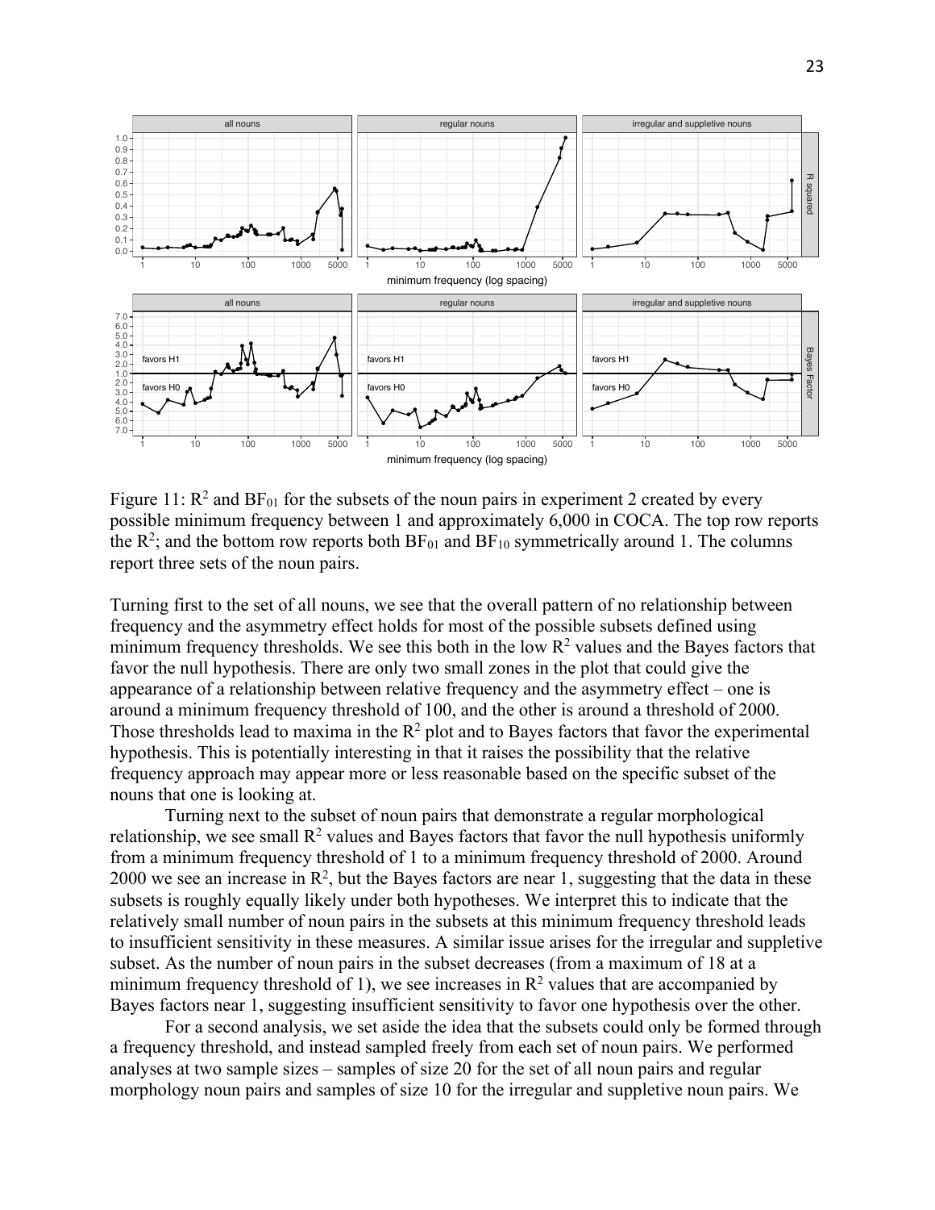Figure 11: $R^2$ and $BF_{01}$ for the subsets of the noun pairs in experiment 2 created by every possible minimum frequency between 1 and approximately 6,000 in COCA. The top row reports the $R^2$; and the bottom row reports both $BF_{01}$ and $BF_{10}$ symmetrically around 1. The columns report three sets of the noun pairs.

Turning first to the set of all nouns, we see that the overall pattern of no relationship between frequency and the asymmetry effect holds for most of the possible subsets defined using minimum frequency thresholds. We see this both in the low $R^2$ values and the Bayes factors that favor the null hypothesis. There are only two small zones in the plot that could give the appearance of a relationship between relative frequency and the asymmetry effect – one is around a minimum frequency threshold of 100, and the other is around a threshold of 2000. Those thresholds lead to maxima in the $R^2$ plot and to Bayes factors that favor the experimental hypothesis. This is potentially interesting in that it raises the possibility that the relative frequency approach may appear more or less reasonable based on the specific subset of the nouns that one is looking at.

Turning next to the subset of noun pairs that demonstrate a regular morphological relationship, we see small $R^2$ values and Bayes factors that favor the null hypothesis uniformly from a minimum frequency threshold of 1 to a minimum frequency threshold of 2000. Around 2000 we see an increase in $R^2$, but the Bayes factors are near 1, suggesting that the data in these subsets is roughly equally likely under both hypotheses. We interpret this to indicate that the relatively small number of noun pairs in the subsets at this minimum frequency threshold leads to insufficient sensitivity in these measures. A similar issue arises for the irregular and suppletive subset. As the number of noun pairs in the subset decreases (from a maximum of 18 at a minimum frequency threshold of 1), we see increases in $R^2$ values that are accompanied by Bayes factors near 1, suggesting insufficient sensitivity to favor one hypothesis over the other.

For a second analysis, we set aside the idea that the subsets could only be formed through a frequency threshold, and instead sampled freely from each set of noun pairs. We performed analyses at two sample sizes – samples of size 20 for the set of all noun pairs and regular morphology noun pairs and samples of size 10 for the irregular and suppletive noun pairs. We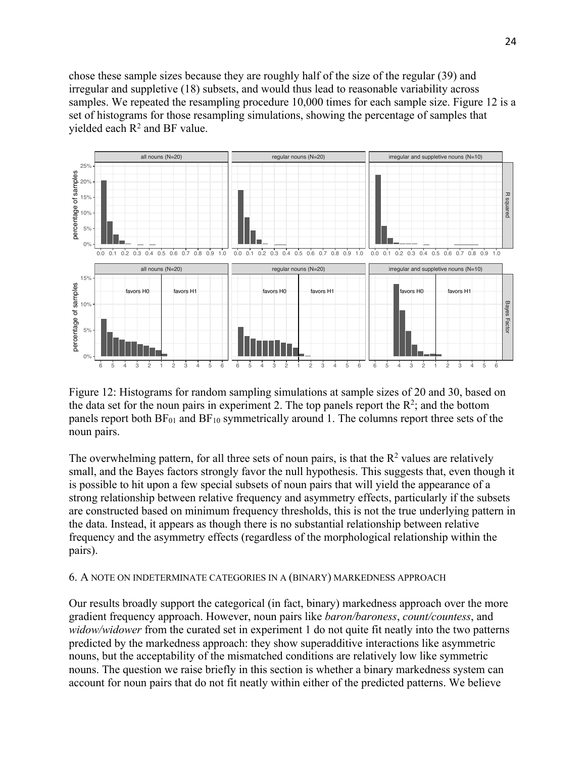chose these sample sizes because they are roughly half of the size of the regular (39) and irregular and suppletive (18) subsets, and would thus lead to reasonable variability across samples. We repeated the resampling procedure 10,000 times for each sample size. Figure 12 is a set of histograms for those resampling simulations, showing the percentage of samples that yielded each $R^2$ and BF value.

Figure 12: Histograms for random sampling simulations at sample sizes of 20 and 30, based on the data set for the noun pairs in experiment 2. The top panels report the $R^2$; and the bottom panels report both $BF_{01}$ and $BF_{10}$ symmetrically around 1. The columns report three sets of the noun pairs.

The overwhelming pattern, for all three sets of noun pairs, is that the $R^2$ values are relatively small, and the Bayes factors strongly favor the null hypothesis. This suggests that, even though it is possible to hit upon a few special subsets of noun pairs that will yield the appearance of a strong relationship between relative frequency and asymmetry effects, particularly if the subsets are constructed based on minimum frequency thresholds, this is not the true underlying pattern in the data. Instead, it appears as though there is no substantial relationship between relative frequency and the asymmetry effects (regardless of the morphological relationship within the pairs).

## 6. A note on indeterminate categories in a (binary) markedness approach

Our results broadly support the categorical (in fact, binary) markedness approach over the more gradient frequency approach. However, noun pairs like *baron/baroness*, *count/countess*, and *widow/widower* from the curated set in experiment 1 do not quite fit neatly into the two patterns predicted by the markedness approach: they show superadditive interactions like asymmetric nouns, but the acceptability of the mismatched conditions are relatively low like symmetric nouns. The question we raise briefly in this section is whether a binary markedness system can account for noun pairs that do not fit neatly within either of the predicted patterns. We believe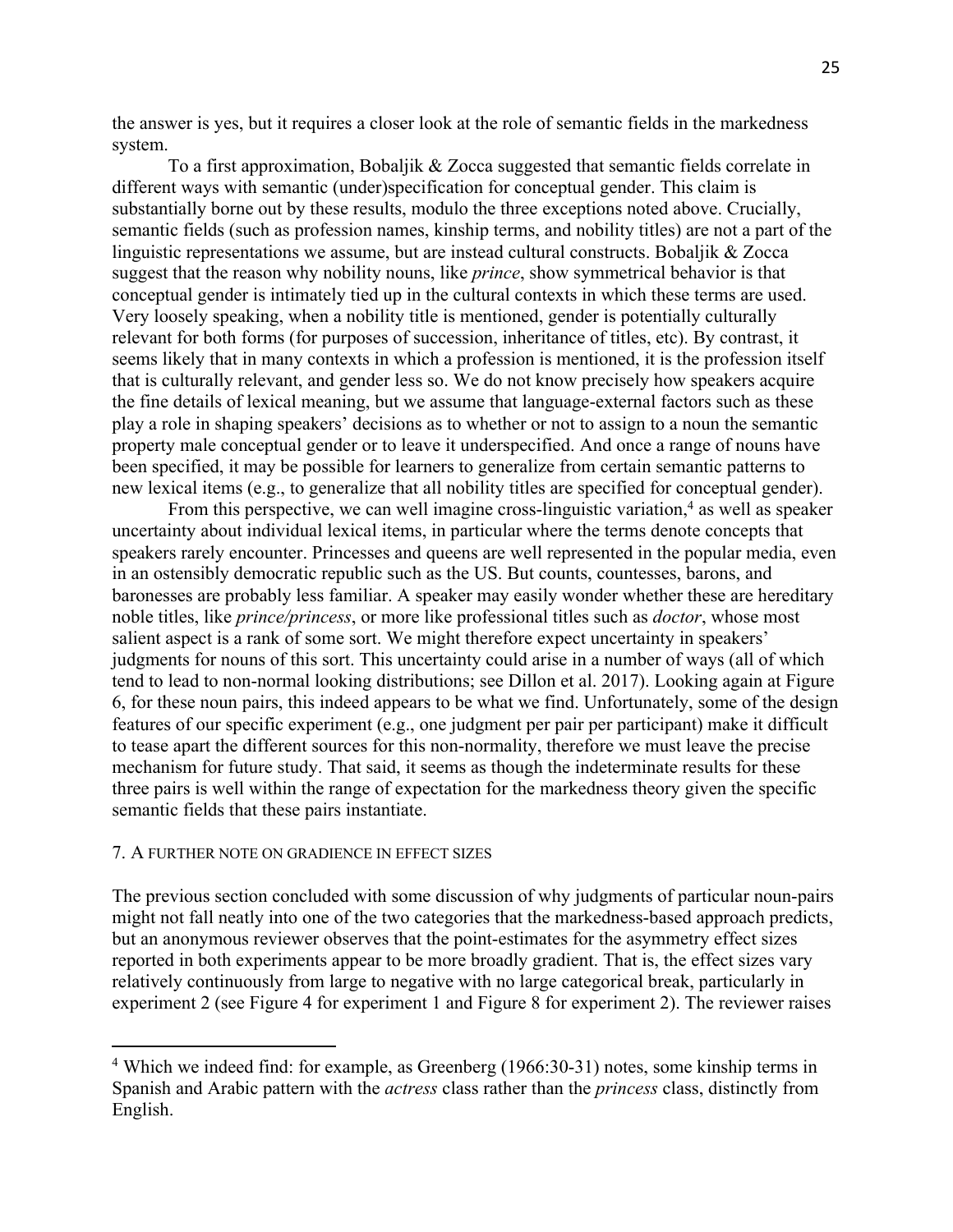the answer is yes, but it requires a closer look at the role of semantic fields in the markedness system.

To a first approximation, Bobaljik & Zocca suggested that semantic fields correlate in different ways with semantic (under)specification for conceptual gender. This claim is substantially borne out by these results, modulo the three exceptions noted above. Crucially, semantic fields (such as profession names, kinship terms, and nobility titles) are not a part of the linguistic representations we assume, but are instead cultural constructs. Bobaljik & Zocca suggest that the reason why nobility nouns, like *prince*, show symmetrical behavior is that conceptual gender is intimately tied up in the cultural contexts in which these terms are used. Very loosely speaking, when a nobility title is mentioned, gender is potentially culturally relevant for both forms (for purposes of succession, inheritance of titles, etc). By contrast, it seems likely that in many contexts in which a profession is mentioned, it is the profession itself that is culturally relevant, and gender less so. We do not know precisely how speakers acquire the fine details of lexical meaning, but we assume that language-external factors such as these play a role in shaping speakers' decisions as to whether or not to assign to a noun the semantic property male conceptual gender or to leave it underspecified. And once a range of nouns have been specified, it may be possible for learners to generalize from certain semantic patterns to new lexical items (e.g., to generalize that all nobility titles are specified for conceptual gender).

From this perspective, we can well imagine cross-linguistic variation,[4] as well as speaker uncertainty about individual lexical items, in particular where the terms denote concepts that speakers rarely encounter. Princesses and queens are well represented in the popular media, even in an ostensibly democratic republic such as the US. But counts, countesses, barons, and baronesses are probably less familiar. A speaker may easily wonder whether these are hereditary noble titles, like *prince/princess*, or more like professional titles such as *doctor*, whose most salient aspect is a rank of some sort. We might therefore expect uncertainty in speakers' judgments for nouns of this sort. This uncertainty could arise in a number of ways (all of which tend to lead to non-normal looking distributions; see Dillon et al. 2017). Looking again at Figure 6, for these noun pairs, this indeed appears to be what we find. Unfortunately, some of the design features of our specific experiment (e.g., one judgment per pair per participant) make it difficult to tease apart the different sources for this non-normality, therefore we must leave the precise mechanism for future study. That said, it seems as though the indeterminate results for these three pairs is well within the range of expectation for the markedness theory given the specific semantic fields that these pairs instantiate.

## 7. A FURTHER NOTE ON GRADIENCE IN EFFECT SIZES

The previous section concluded with some discussion of why judgments of particular noun-pairs might not fall neatly into one of the two categories that the markedness-based approach predicts, but an anonymous reviewer observes that the point-estimates for the asymmetry effect sizes reported in both experiments appear to be more broadly gradient. That is, the effect sizes vary relatively continuously from large to negative with no large categorical break, particularly in experiment 2 (see Figure 4 for experiment 1 and Figure 8 for experiment 2). The reviewer raises

---

[4] Which we indeed find: for example, as Greenberg (1966:30-31) notes, some kinship terms in Spanish and Arabic pattern with the *actress* class rather than the *princess* class, distinctly from English.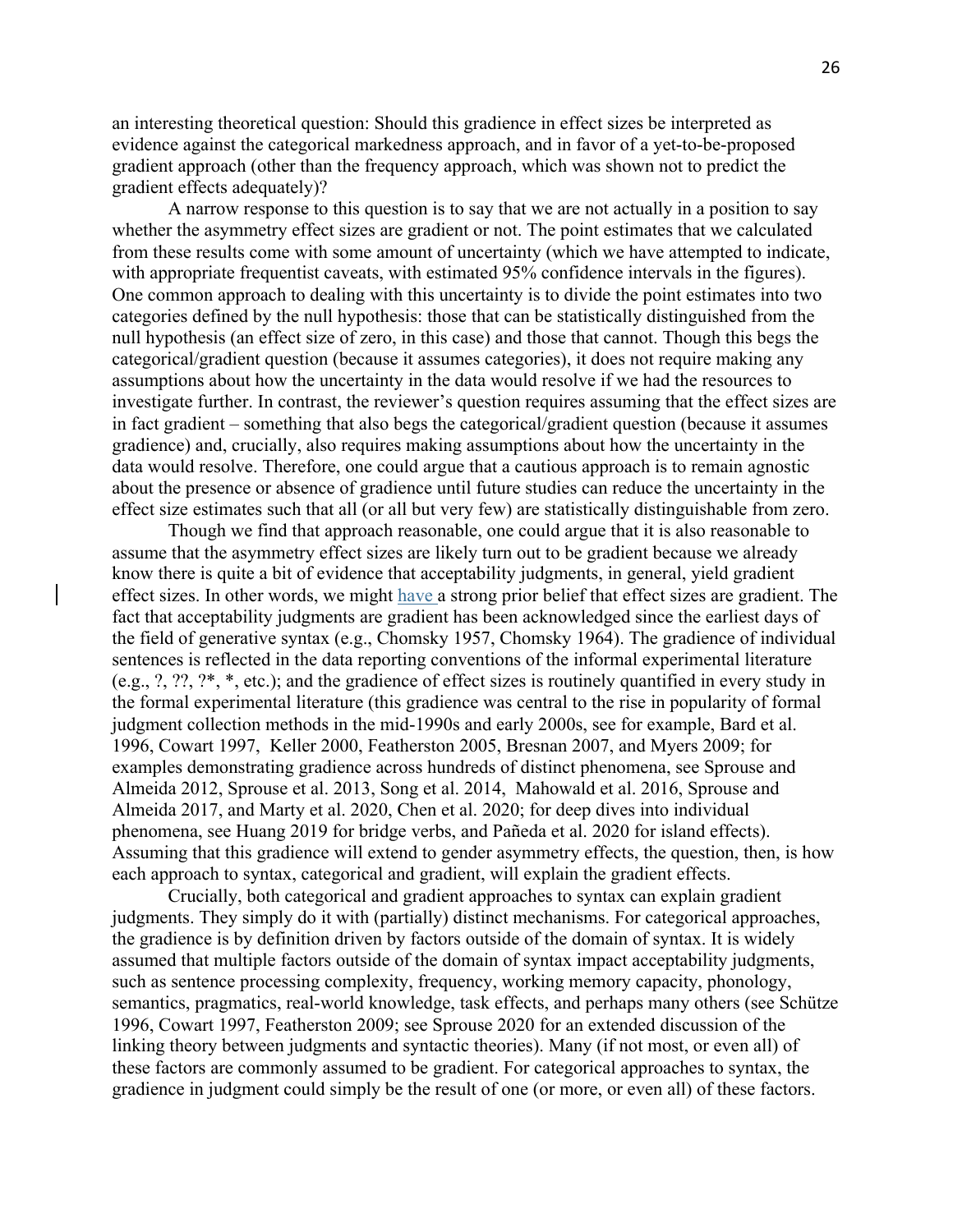an interesting theoretical question: Should this gradience in effect sizes be interpreted as evidence against the categorical markedness approach, and in favor of a yet-to-be-proposed gradient approach (other than the frequency approach, which was shown not to predict the gradient effects adequately)?

A narrow response to this question is to say that we are not actually in a position to say whether the asymmetry effect sizes are gradient or not. The point estimates that we calculated from these results come with some amount of uncertainty (which we have attempted to indicate, with appropriate frequentist caveats, with estimated 95% confidence intervals in the figures). One common approach to dealing with this uncertainty is to divide the point estimates into two categories defined by the null hypothesis: those that can be statistically distinguished from the null hypothesis (an effect size of zero, in this case) and those that cannot. Though this begs the categorical/gradient question (because it assumes categories), it does not require making any assumptions about how the uncertainty in the data would resolve if we had the resources to investigate further. In contrast, the reviewer's question requires assuming that the effect sizes are in fact gradient – something that also begs the categorical/gradient question (because it assumes gradience) and, crucially, also requires making assumptions about how the uncertainty in the data would resolve. Therefore, one could argue that a cautious approach is to remain agnostic about the presence or absence of gradience until future studies can reduce the uncertainty in the effect size estimates such that all (or all but very few) are statistically distinguishable from zero.

Though we find that approach reasonable, one could argue that it is also reasonable to assume that the asymmetry effect sizes are likely turn out to be gradient because we already know there is quite a bit of evidence that acceptability judgments, in general, yield gradient effect sizes. In other words, we might have a strong prior belief that effect sizes are gradient. The fact that acceptability judgments are gradient has been acknowledged since the earliest days of the field of generative syntax (e.g., Chomsky 1957, Chomsky 1964). The gradience of individual sentences is reflected in the data reporting conventions of the informal experimental literature (e.g., ?, ??, ?*, *, etc.); and the gradience of effect sizes is routinely quantified in every study in the formal experimental literature (this gradience was central to the rise in popularity of formal judgment collection methods in the mid-1990s and early 2000s, see for example, Bard et al. 1996, Cowart 1997, Keller 2000, Featherston 2005, Bresnan 2007, and Myers 2009; for examples demonstrating gradience across hundreds of distinct phenomena, see Sprouse and Almeida 2012, Sprouse et al. 2013, Song et al. 2014, Mahowald et al. 2016, Sprouse and Almeida 2017, and Marty et al. 2020, Chen et al. 2020; for deep dives into individual phenomena, see Huang 2019 for bridge verbs, and Pañeda et al. 2020 for island effects). Assuming that this gradience will extend to gender asymmetry effects, the question, then, is how each approach to syntax, categorical and gradient, will explain the gradient effects.

Crucially, both categorical and gradient approaches to syntax can explain gradient judgments. They simply do it with (partially) distinct mechanisms. For categorical approaches, the gradience is by definition driven by factors outside of the domain of syntax. It is widely assumed that multiple factors outside of the domain of syntax impact acceptability judgments, such as sentence processing complexity, frequency, working memory capacity, phonology, semantics, pragmatics, real-world knowledge, task effects, and perhaps many others (see Schütze 1996, Cowart 1997, Featherston 2009; see Sprouse 2020 for an extended discussion of the linking theory between judgments and syntactic theories). Many (if not most, or even all) of these factors are commonly assumed to be gradient. For categorical approaches to syntax, the gradience in judgment could simply be the result of one (or more, or even all) of these factors.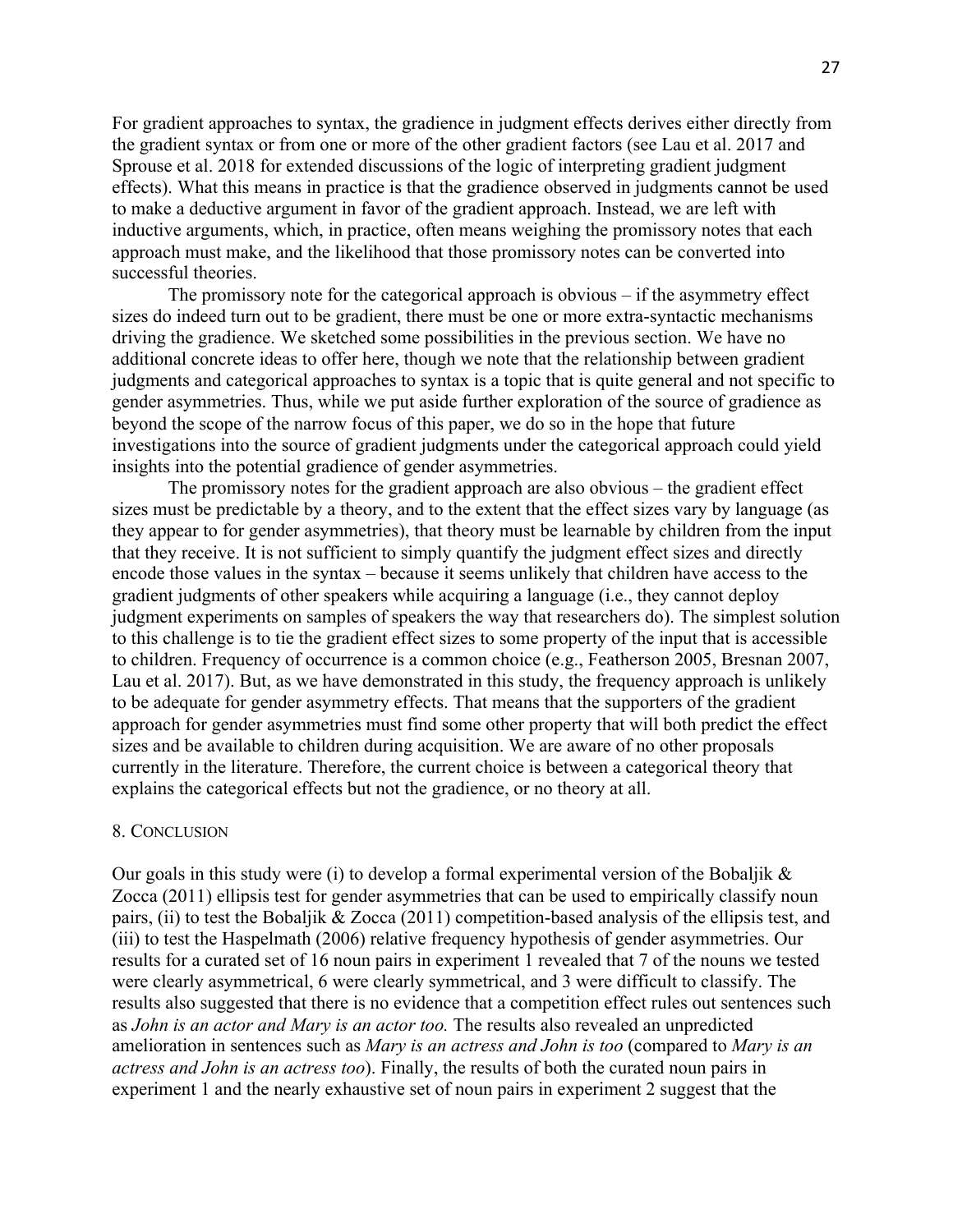For gradient approaches to syntax, the gradience in judgment effects derives either directly from the gradient syntax or from one or more of the other gradient factors (see Lau et al. 2017 and Sprouse et al. 2018 for extended discussions of the logic of interpreting gradient judgment effects). What this means in practice is that the gradience observed in judgments cannot be used to make a deductive argument in favor of the gradient approach. Instead, we are left with inductive arguments, which, in practice, often means weighing the promissory notes that each approach must make, and the likelihood that those promissory notes can be converted into successful theories.

The promissory note for the categorical approach is obvious – if the asymmetry effect sizes do indeed turn out to be gradient, there must be one or more extra-syntactic mechanisms driving the gradience. We sketched some possibilities in the previous section. We have no additional concrete ideas to offer here, though we note that the relationship between gradient judgments and categorical approaches to syntax is a topic that is quite general and not specific to gender asymmetries. Thus, while we put aside further exploration of the source of gradience as beyond the scope of the narrow focus of this paper, we do so in the hope that future investigations into the source of gradient judgments under the categorical approach could yield insights into the potential gradience of gender asymmetries.

The promissory notes for the gradient approach are also obvious – the gradient effect sizes must be predictable by a theory, and to the extent that the effect sizes vary by language (as they appear to for gender asymmetries), that theory must be learnable by children from the input that they receive. It is not sufficient to simply quantify the judgment effect sizes and directly encode those values in the syntax – because it seems unlikely that children have access to the gradient judgments of other speakers while acquiring a language (i.e., they cannot deploy judgment experiments on samples of speakers the way that researchers do). The simplest solution to this challenge is to tie the gradient effect sizes to some property of the input that is accessible to children. Frequency of occurrence is a common choice (e.g., Featherson 2005, Bresnan 2007, Lau et al. 2017). But, as we have demonstrated in this study, the frequency approach is unlikely to be adequate for gender asymmetry effects. That means that the supporters of the gradient approach for gender asymmetries must find some other property that will both predict the effect sizes and be available to children during acquisition. We are aware of no other proposals currently in the literature. Therefore, the current choice is between a categorical theory that explains the categorical effects but not the gradience, or no theory at all.

## 8. Conclusion

Our goals in this study were (i) to develop a formal experimental version of the Bobaljik & Zocca (2011) ellipsis test for gender asymmetries that can be used to empirically classify noun pairs, (ii) to test the Bobaljik & Zocca (2011) competition-based analysis of the ellipsis test, and (iii) to test the Haspelmath (2006) relative frequency hypothesis of gender asymmetries. Our results for a curated set of 16 noun pairs in experiment 1 revealed that 7 of the nouns we tested were clearly asymmetrical, 6 were clearly symmetrical, and 3 were difficult to classify. The results also suggested that there is no evidence that a competition effect rules out sentences such as *John is an actor and Mary is an actor too.* The results also revealed an unpredicted amelioration in sentences such as *Mary is an actress and John is too* (compared to *Mary is an actress and John is an actress too*). Finally, the results of both the curated noun pairs in experiment 1 and the nearly exhaustive set of noun pairs in experiment 2 suggest that the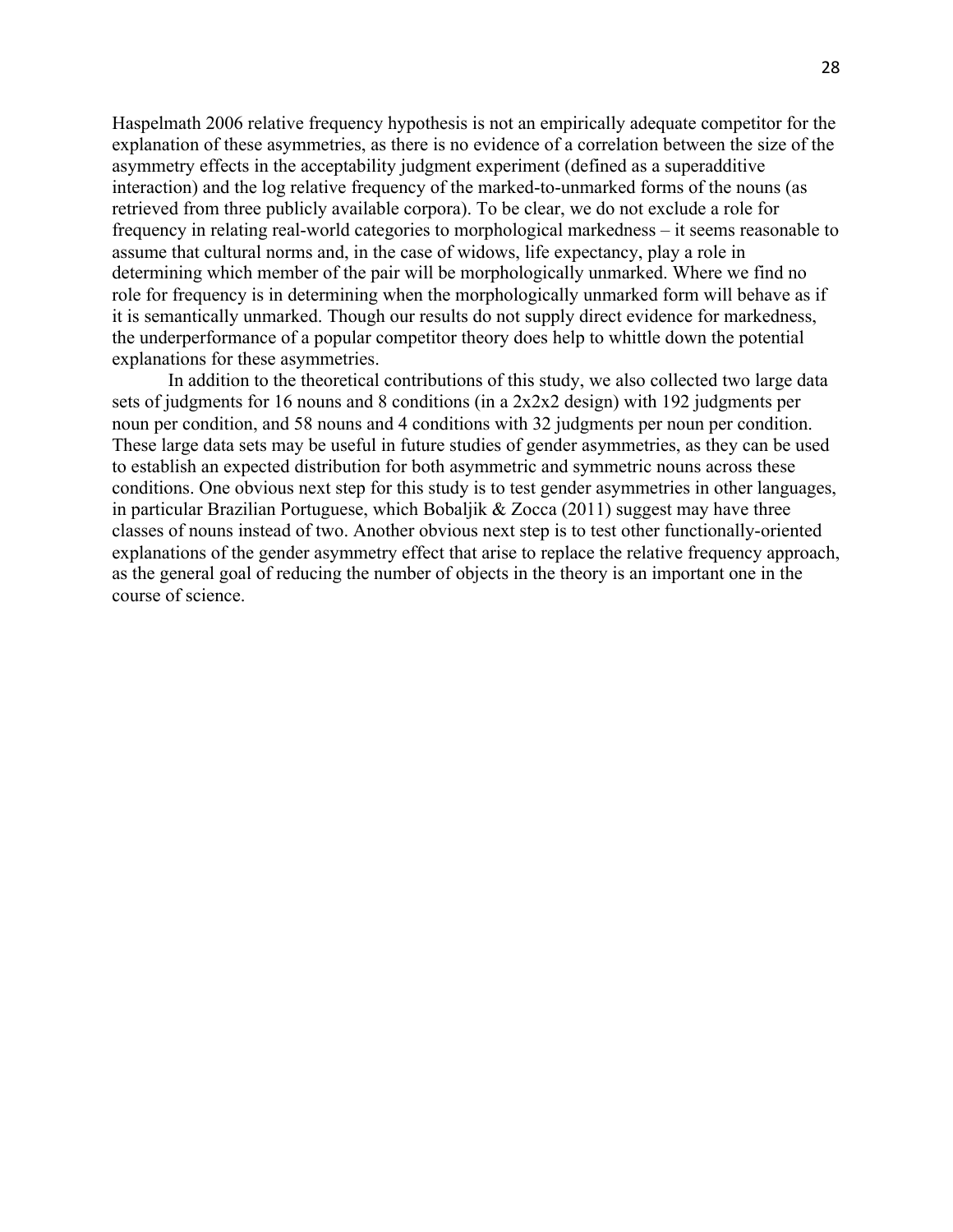Haspelmath 2006 relative frequency hypothesis is not an empirically adequate competitor for the explanation of these asymmetries, as there is no evidence of a correlation between the size of the asymmetry effects in the acceptability judgment experiment (defined as a superadditive interaction) and the log relative frequency of the marked-to-unmarked forms of the nouns (as retrieved from three publicly available corpora). To be clear, we do not exclude a role for frequency in relating real-world categories to morphological markedness – it seems reasonable to assume that cultural norms and, in the case of widows, life expectancy, play a role in determining which member of the pair will be morphologically unmarked. Where we find no role for frequency is in determining when the morphologically unmarked form will behave as if it is semantically unmarked. Though our results do not supply direct evidence for markedness, the underperformance of a popular competitor theory does help to whittle down the potential explanations for these asymmetries.

In addition to the theoretical contributions of this study, we also collected two large data sets of judgments for 16 nouns and 8 conditions (in a 2x2x2 design) with 192 judgments per noun per condition, and 58 nouns and 4 conditions with 32 judgments per noun per condition. These large data sets may be useful in future studies of gender asymmetries, as they can be used to establish an expected distribution for both asymmetric and symmetric nouns across these conditions. One obvious next step for this study is to test gender asymmetries in other languages, in particular Brazilian Portuguese, which Bobaljik & Zocca (2011) suggest may have three classes of nouns instead of two. Another obvious next step is to test other functionally-oriented explanations of the gender asymmetry effect that arise to replace the relative frequency approach, as the general goal of reducing the number of objects in the theory is an important one in the course of science.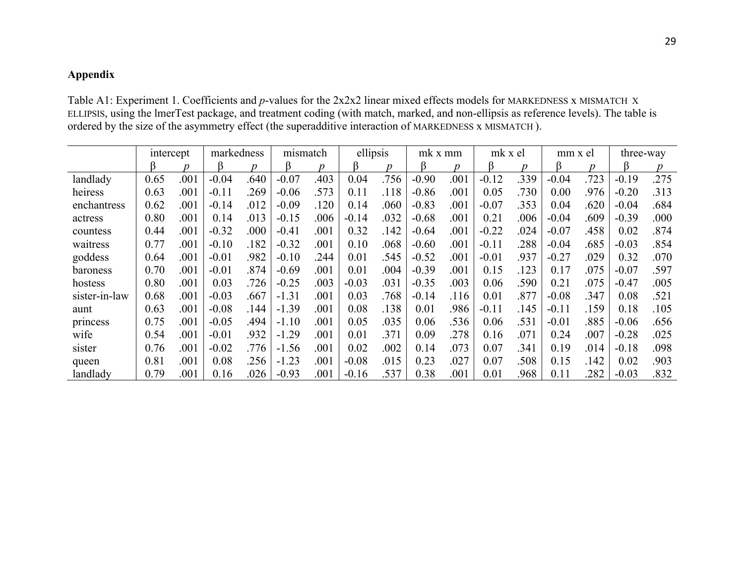## Appendix

Table A1: Experiment 1. Coefficients and *p*-values for the 2x2x2 linear mixed effects models for MARKEDNESS X MISMATCH X ELLIPSIS, using the lmerTest package, and treatment coding (with match, marked, and non-ellipsis as reference levels). The table is ordered by the size of the asymmetry effect (the superadditive interaction of MARKEDNESS X MISMATCH ).

| | intercept | | markedness | | mismatch | | ellipsis | | mk x mm | | mk x el | | mm x el | | three-way | |
|---|---|---|---|---|---|---|---|---|---|---|---|---|---|---|---|---|
| | β | *p* | β | *p* | β | *p* | β | *p* | β | *p* | β | *p* | β | *p* | β | *p* |
| landlady | 0.65 | .001 | -0.04 | .640 | -0.07 | .403 | 0.04 | .756 | -0.90 | .001 | -0.12 | .339 | -0.04 | .723 | -0.19 | .275 |
| heiress | 0.63 | .001 | -0.11 | .269 | -0.06 | .573 | 0.11 | .118 | -0.86 | .001 | 0.05 | .730 | 0.00 | .976 | -0.20 | .313 |
| enchantress | 0.62 | .001 | -0.14 | .012 | -0.09 | .120 | 0.14 | .060 | -0.83 | .001 | -0.07 | .353 | 0.04 | .620 | -0.04 | .684 |
| actress | 0.80 | .001 | 0.14 | .013 | -0.15 | .006 | -0.14 | .032 | -0.68 | .001 | 0.21 | .006 | -0.04 | .609 | -0.39 | .000 |
| countess | 0.44 | .001 | -0.32 | .000 | -0.41 | .001 | 0.32 | .142 | -0.64 | .001 | -0.22 | .024 | -0.07 | .458 | 0.02 | .874 |
| waitress | 0.77 | .001 | -0.10 | .182 | -0.32 | .001 | 0.10 | .068 | -0.60 | .001 | -0.11 | .288 | -0.04 | .685 | -0.03 | .854 |
| goddess | 0.64 | .001 | -0.01 | .982 | -0.10 | .244 | 0.01 | .545 | -0.52 | .001 | -0.01 | .937 | -0.27 | .029 | 0.32 | .070 |
| baroness | 0.70 | .001 | -0.01 | .874 | -0.69 | .001 | 0.01 | .004 | -0.39 | .001 | 0.15 | .123 | 0.17 | .075 | -0.07 | .597 |
| hostess | 0.80 | .001 | 0.03 | .726 | -0.25 | .003 | -0.03 | .031 | -0.35 | .003 | 0.06 | .590 | 0.21 | .075 | -0.47 | .005 |
| sister-in-law | 0.68 | .001 | -0.03 | .667 | -1.31 | .001 | 0.03 | .768 | -0.14 | .116 | 0.01 | .877 | -0.08 | .347 | 0.08 | .521 |
| aunt | 0.63 | .001 | -0.08 | .144 | -1.39 | .001 | 0.08 | .138 | 0.01 | .986 | -0.11 | .145 | -0.11 | .159 | 0.18 | .105 |
| princess | 0.75 | .001 | -0.05 | .494 | -1.10 | .001 | 0.05 | .035 | 0.06 | .536 | 0.06 | .531 | -0.01 | .885 | -0.06 | .656 |
| wife | 0.54 | .001 | -0.01 | .932 | -1.29 | .001 | 0.01 | .371 | 0.09 | .278 | 0.16 | .071 | 0.24 | .007 | -0.28 | .025 |
| sister | 0.76 | .001 | -0.02 | .776 | -1.56 | .001 | 0.02 | .002 | 0.14 | .073 | 0.07 | .341 | 0.19 | .014 | -0.18 | .098 |
| queen | 0.81 | .001 | 0.08 | .256 | -1.23 | .001 | -0.08 | .015 | 0.23 | .027 | 0.07 | .508 | 0.15 | .142 | 0.02 | .903 |
| landlady | 0.79 | .001 | 0.16 | .026 | -0.93 | .001 | -0.16 | .537 | 0.38 | .001 | 0.01 | .968 | 0.11 | .282 | -0.03 | .832 |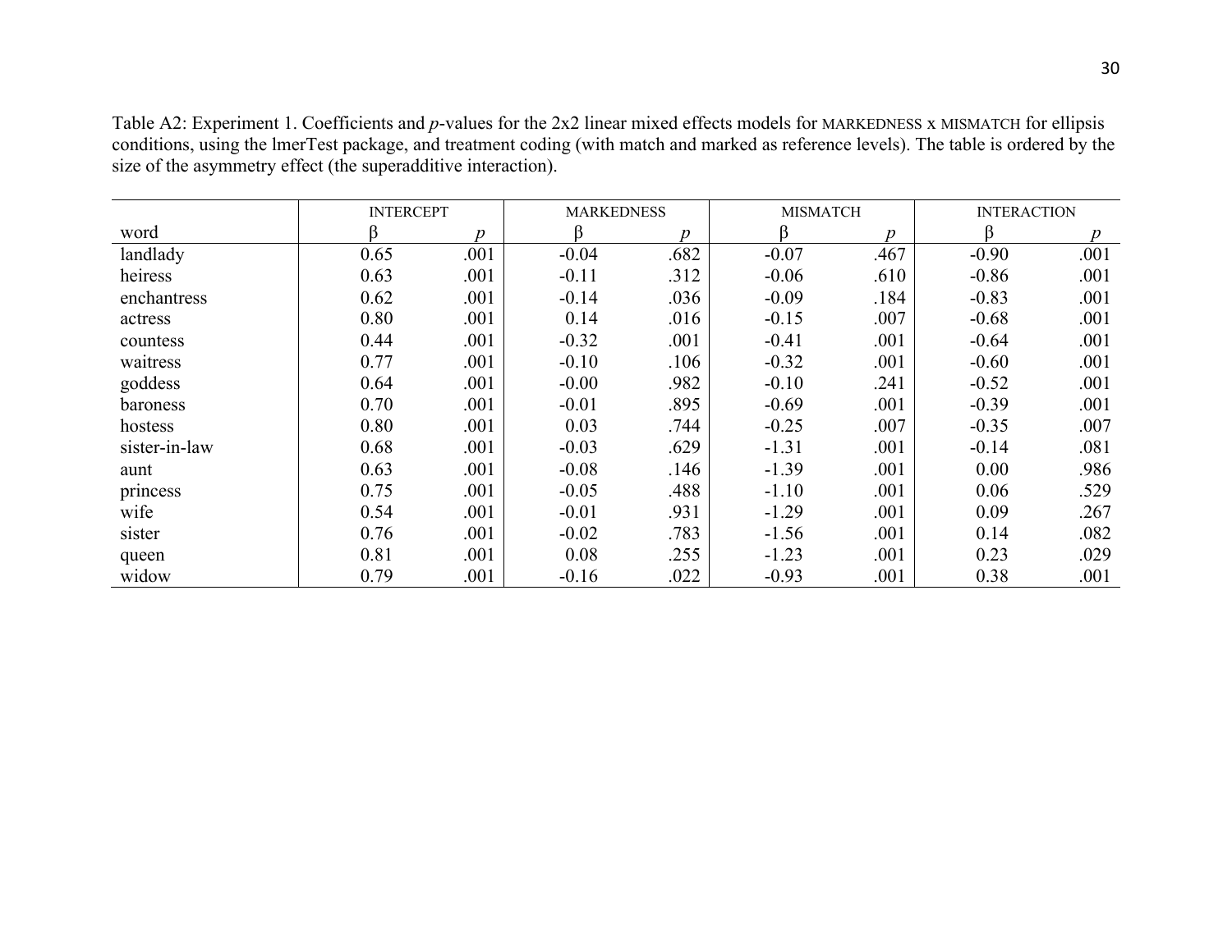Table A2: Experiment 1. Coefficients and *p*-values for the 2x2 linear mixed effects models for MARKEDNESS x MISMATCH for ellipsis conditions, using the lmerTest package, and treatment coding (with match and marked as reference levels). The table is ordered by the size of the asymmetry effect (the superadditive interaction).

| | INTERCEPT | | MARKEDNESS | | MISMATCH | | INTERACTION | |
|---|---|---|---|---|---|---|---|---|
| word | β | *p* | β | *p* | β | *p* | β | *p* |
| landlady | 0.65 | .001 | -0.04 | .682 | -0.07 | .467 | -0.90 | .001 |
| heiress | 0.63 | .001 | -0.11 | .312 | -0.06 | .610 | -0.86 | .001 |
| enchantress | 0.62 | .001 | -0.14 | .036 | -0.09 | .184 | -0.83 | .001 |
| actress | 0.80 | .001 | 0.14 | .016 | -0.15 | .007 | -0.68 | .001 |
| countess | 0.44 | .001 | -0.32 | .001 | -0.41 | .001 | -0.64 | .001 |
| waitress | 0.77 | .001 | -0.10 | .106 | -0.32 | .001 | -0.60 | .001 |
| goddess | 0.64 | .001 | -0.00 | .982 | -0.10 | .241 | -0.52 | .001 |
| baroness | 0.70 | .001 | -0.01 | .895 | -0.69 | .001 | -0.39 | .001 |
| hostess | 0.80 | .001 | 0.03 | .744 | -0.25 | .007 | -0.35 | .007 |
| sister-in-law | 0.68 | .001 | -0.03 | .629 | -1.31 | .001 | -0.14 | .081 |
| aunt | 0.63 | .001 | -0.08 | .146 | -1.39 | .001 | 0.00 | .986 |
| princess | 0.75 | .001 | -0.05 | .488 | -1.10 | .001 | 0.06 | .529 |
| wife | 0.54 | .001 | -0.01 | .931 | -1.29 | .001 | 0.09 | .267 |
| sister | 0.76 | .001 | -0.02 | .783 | -1.56 | .001 | 0.14 | .082 |
| queen | 0.81 | .001 | 0.08 | .255 | -1.23 | .001 | 0.23 | .029 |
| widow | 0.79 | .001 | -0.16 | .022 | -0.93 | .001 | 0.38 | .001 |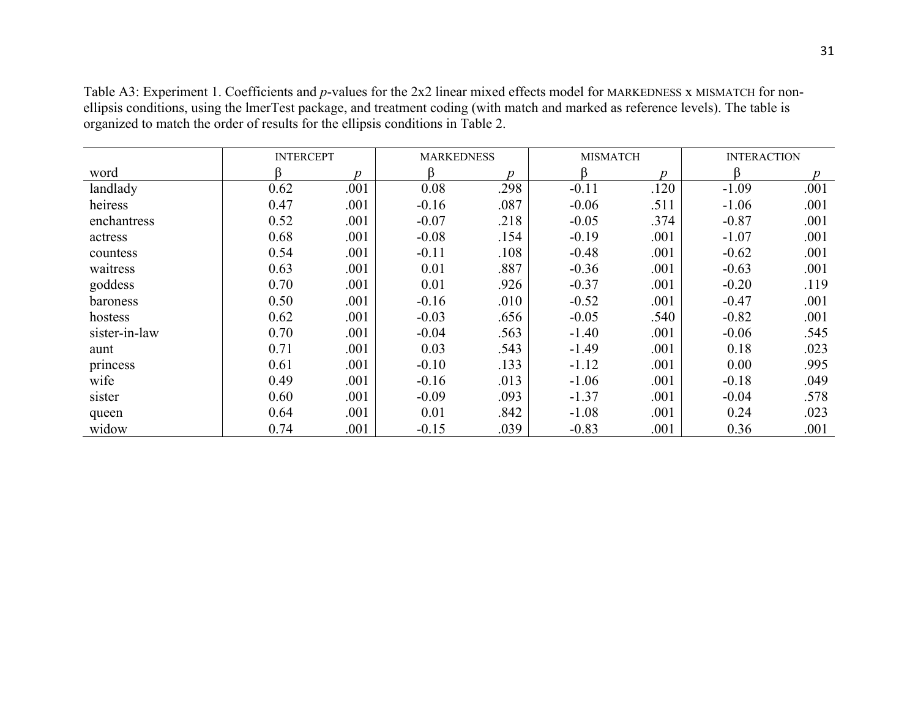Table A3: Experiment 1. Coefficients and *p*-values for the 2x2 linear mixed effects model for MARKEDNESS x MISMATCH for non-ellipsis conditions, using the lmerTest package, and treatment coding (with match and marked as reference levels). The table is organized to match the order of results for the ellipsis conditions in Table 2.

| | INTERCEPT | | MARKEDNESS | | MISMATCH | | INTERACTION | |
|---|---|---|---|---|---|---|---|---|
| word | β | *p* | β | *p* | β | *p* | β | *p* |
| landlady | 0.62 | .001 | 0.08 | .298 | -0.11 | .120 | -1.09 | .001 |
| heiress | 0.47 | .001 | -0.16 | .087 | -0.06 | .511 | -1.06 | .001 |
| enchantress | 0.52 | .001 | -0.07 | .218 | -0.05 | .374 | -0.87 | .001 |
| actress | 0.68 | .001 | -0.08 | .154 | -0.19 | .001 | -1.07 | .001 |
| countess | 0.54 | .001 | -0.11 | .108 | -0.48 | .001 | -0.62 | .001 |
| waitress | 0.63 | .001 | 0.01 | .887 | -0.36 | .001 | -0.63 | .001 |
| goddess | 0.70 | .001 | 0.01 | .926 | -0.37 | .001 | -0.20 | .119 |
| baroness | 0.50 | .001 | -0.16 | .010 | -0.52 | .001 | -0.47 | .001 |
| hostess | 0.62 | .001 | -0.03 | .656 | -0.05 | .540 | -0.82 | .001 |
| sister-in-law | 0.70 | .001 | -0.04 | .563 | -1.40 | .001 | -0.06 | .545 |
| aunt | 0.71 | .001 | 0.03 | .543 | -1.49 | .001 | 0.18 | .023 |
| princess | 0.61 | .001 | -0.10 | .133 | -1.12 | .001 | 0.00 | .995 |
| wife | 0.49 | .001 | -0.16 | .013 | -1.06 | .001 | -0.18 | .049 |
| sister | 0.60 | .001 | -0.09 | .093 | -1.37 | .001 | -0.04 | .578 |
| queen | 0.64 | .001 | 0.01 | .842 | -1.08 | .001 | 0.24 | .023 |
| widow | 0.74 | .001 | -0.15 | .039 | -0.83 | .001 | 0.36 | .001 |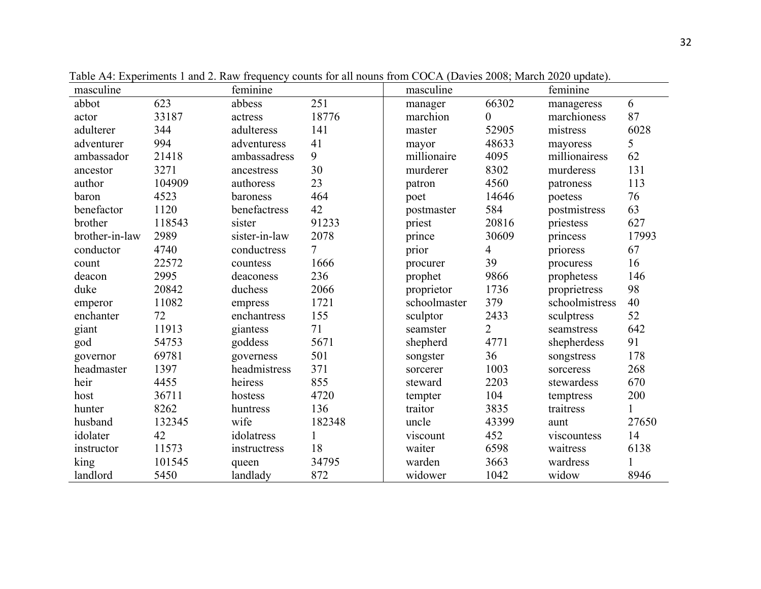Table A4: Experiments 1 and 2. Raw frequency counts for all nouns from COCA (Davies 2008; March 2020 update).

| masculine | | feminine | | masculine | | feminine | |
|---|---|---|---|---|---|---|---|
| abbot | 623 | abbess | 251 | manager | 66302 | manageress | 6 |
| actor | 33187 | actress | 18776 | marchion | 0 | marchioness | 87 |
| adulterer | 344 | adulteress | 141 | master | 52905 | mistress | 6028 |
| adventurer | 994 | adventuress | 41 | mayor | 48633 | mayoress | 5 |
| ambassador | 21418 | ambassadress | 9 | millionaire | 4095 | millionairess | 62 |
| ancestor | 3271 | ancestress | 30 | murderer | 8302 | murderess | 131 |
| author | 104909 | authoress | 23 | patron | 4560 | patroness | 113 |
| baron | 4523 | baroness | 464 | poet | 14646 | poetess | 76 |
| benefactor | 1120 | benefactress | 42 | postmaster | 584 | postmistress | 63 |
| brother | 118543 | sister | 91233 | priest | 20816 | priestess | 627 |
| brother-in-law | 2989 | sister-in-law | 2078 | prince | 30609 | princess | 17993 |
| conductor | 4740 | conductress | 7 | prior | 4 | prioress | 67 |
| count | 22572 | countess | 1666 | procurer | 39 | procuress | 16 |
| deacon | 2995 | deaconess | 236 | prophet | 9866 | prophetess | 146 |
| duke | 20842 | duchess | 2066 | proprietor | 1736 | proprietress | 98 |
| emperor | 11082 | empress | 1721 | schoolmaster | 379 | schoolmistress | 40 |
| enchanter | 72 | enchantress | 155 | sculptor | 2433 | sculptress | 52 |
| giant | 11913 | giantess | 71 | seamster | 2 | seamstress | 642 |
| god | 54753 | goddess | 5671 | shepherd | 4771 | shepherdess | 91 |
| governor | 69781 | governess | 501 | songster | 36 | songstress | 178 |
| headmaster | 1397 | headmistress | 371 | sorcerer | 1003 | sorceress | 268 |
| heir | 4455 | heiress | 855 | steward | 2203 | stewardess | 670 |
| host | 36711 | hostess | 4720 | tempter | 104 | temptress | 200 |
| hunter | 8262 | huntress | 136 | traitor | 3835 | traitress | 1 |
| husband | 132345 | wife | 182348 | uncle | 43399 | aunt | 27650 |
| idolater | 42 | idolatress | 1 | viscount | 452 | viscountess | 14 |
| instructor | 11573 | instructress | 18 | waiter | 6598 | waitress | 6138 |
| king | 101545 | queen | 34795 | warden | 3663 | wardress | 1 |
| landlord | 5450 | landlady | 872 | widower | 1042 | widow | 8946 |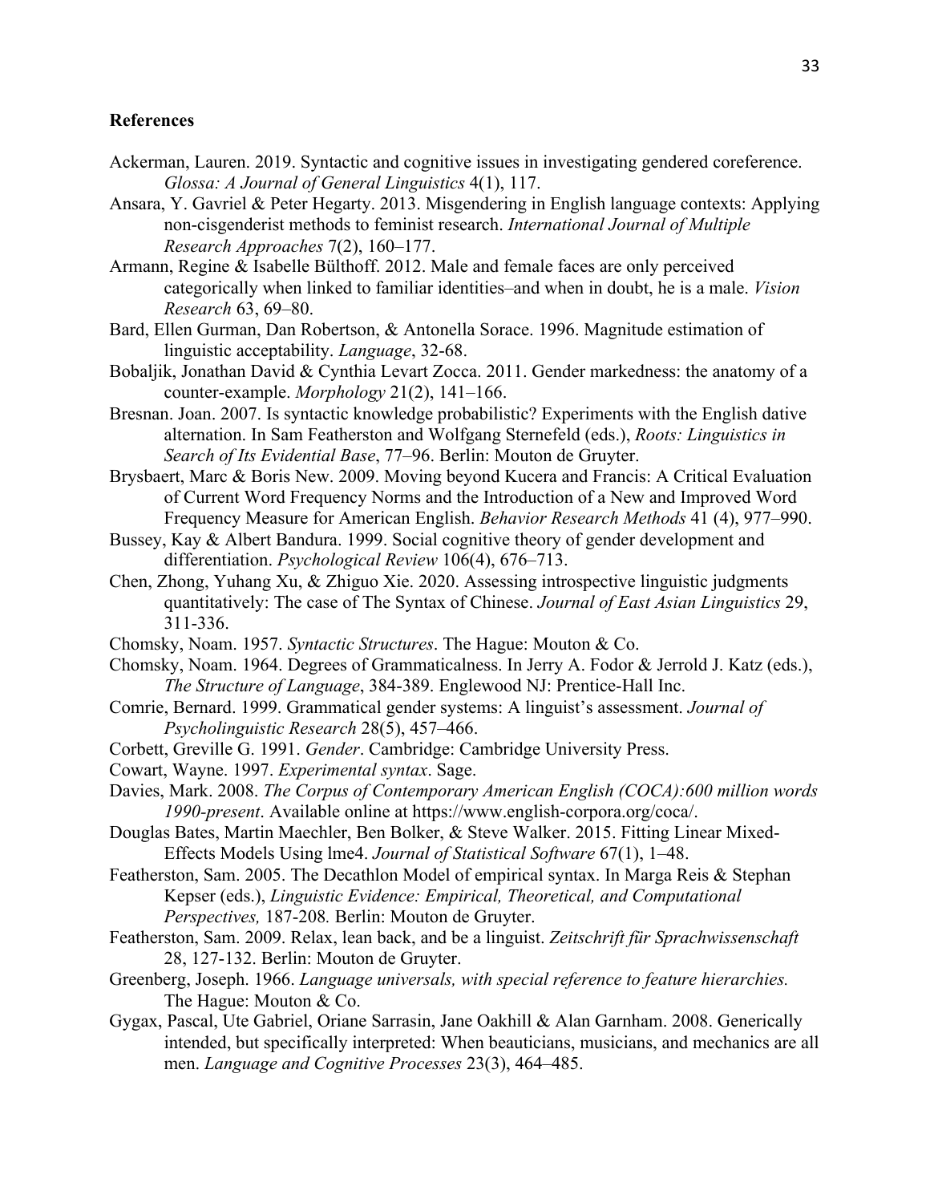## References

Ackerman, Lauren. 2019. Syntactic and cognitive issues in investigating gendered coreference. *Glossa: A Journal of General Linguistics* 4(1), 117.

Ansara, Y. Gavriel & Peter Hegarty. 2013. Misgendering in English language contexts: Applying non-cisgenderist methods to feminist research. *International Journal of Multiple Research Approaches* 7(2), 160–177.

Armann, Regine & Isabelle Bülthoff. 2012. Male and female faces are only perceived categorically when linked to familiar identities–and when in doubt, he is a male. *Vision Research* 63, 69–80.

Bard, Ellen Gurman, Dan Robertson, & Antonella Sorace. 1996. Magnitude estimation of linguistic acceptability. *Language*, 32-68.

Bobaljik, Jonathan David & Cynthia Levart Zocca. 2011. Gender markedness: the anatomy of a counter-example. *Morphology* 21(2), 141–166.

Bresnan. Joan. 2007. Is syntactic knowledge probabilistic? Experiments with the English dative alternation. In Sam Featherston and Wolfgang Sternefeld (eds.), *Roots: Linguistics in Search of Its Evidential Base*, 77–96. Berlin: Mouton de Gruyter.

Brysbaert, Marc & Boris New. 2009. Moving beyond Kucera and Francis: A Critical Evaluation of Current Word Frequency Norms and the Introduction of a New and Improved Word Frequency Measure for American English. *Behavior Research Methods* 41 (4), 977–990.

Bussey, Kay & Albert Bandura. 1999. Social cognitive theory of gender development and differentiation. *Psychological Review* 106(4), 676–713.

Chen, Zhong, Yuhang Xu, & Zhiguo Xie. 2020. Assessing introspective linguistic judgments quantitatively: The case of The Syntax of Chinese. *Journal of East Asian Linguistics* 29, 311-336.

Chomsky, Noam. 1957. *Syntactic Structures*. The Hague: Mouton & Co.

Chomsky, Noam. 1964. Degrees of Grammaticalness. In Jerry A. Fodor & Jerrold J. Katz (eds.), *The Structure of Language*, 384-389. Englewood NJ: Prentice-Hall Inc.

Comrie, Bernard. 1999. Grammatical gender systems: A linguist's assessment. *Journal of Psycholinguistic Research* 28(5), 457–466.

Corbett, Greville G. 1991. *Gender*. Cambridge: Cambridge University Press.

Cowart, Wayne. 1997. *Experimental syntax*. Sage.

Davies, Mark. 2008. *The Corpus of Contemporary American English (COCA):600 million words 1990-present*. Available online at https://www.english-corpora.org/coca/.

Douglas Bates, Martin Maechler, Ben Bolker, & Steve Walker. 2015. Fitting Linear Mixed-Effects Models Using lme4. *Journal of Statistical Software* 67(1), 1–48.

Featherston, Sam. 2005. The Decathlon Model of empirical syntax. In Marga Reis & Stephan Kepser (eds.), *Linguistic Evidence: Empirical, Theoretical, and Computational Perspectives,* 187-208*.* Berlin: Mouton de Gruyter.

Featherston, Sam. 2009. Relax, lean back, and be a linguist. *Zeitschrift für Sprachwissenschaft* 28, 127-132. Berlin: Mouton de Gruyter.

Greenberg, Joseph. 1966. *Language universals, with special reference to feature hierarchies.* The Hague: Mouton & Co.

Gygax, Pascal, Ute Gabriel, Oriane Sarrasin, Jane Oakhill & Alan Garnham. 2008. Generically intended, but specifically interpreted: When beauticians, musicians, and mechanics are all men. *Language and Cognitive Processes* 23(3), 464–485.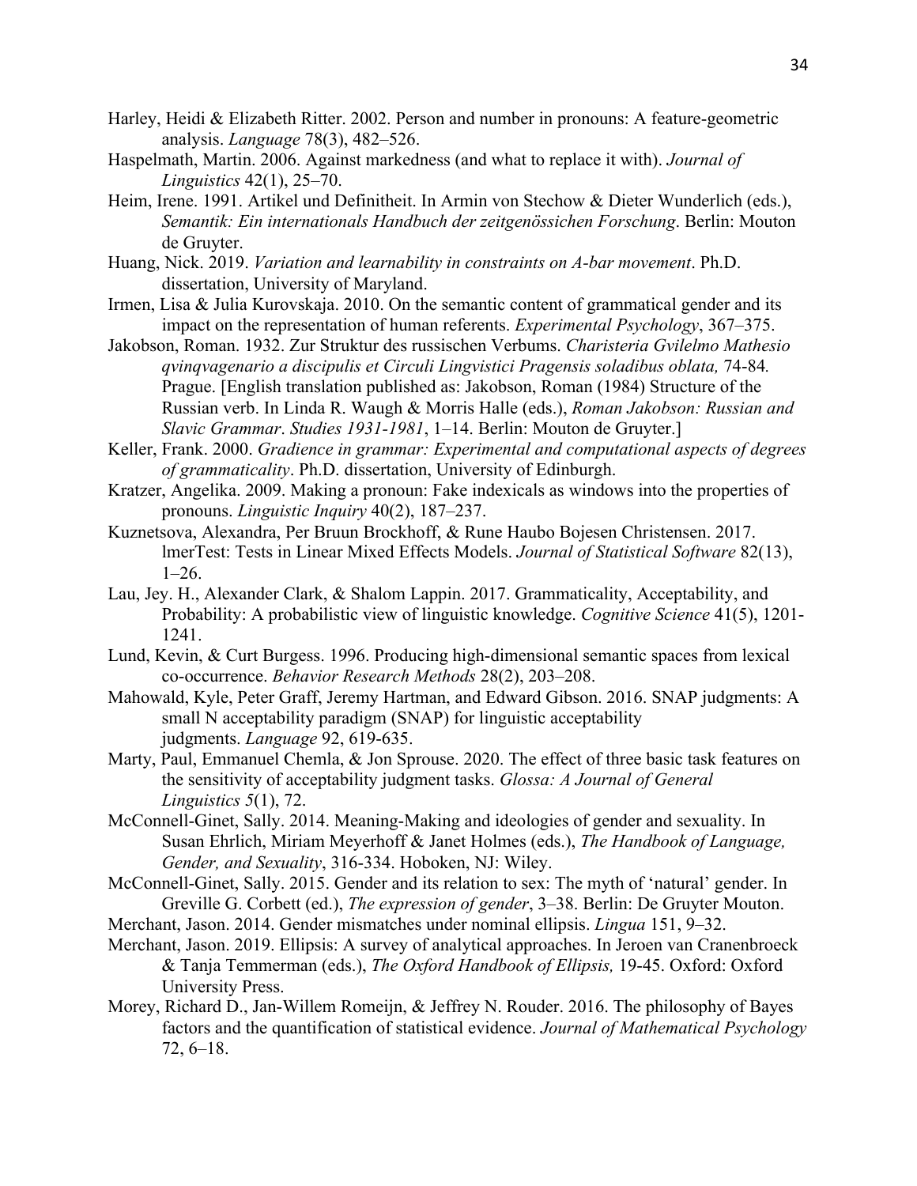Harley, Heidi & Elizabeth Ritter. 2002. Person and number in pronouns: A feature-geometric analysis. *Language* 78(3), 482–526.

Haspelmath, Martin. 2006. Against markedness (and what to replace it with). *Journal of Linguistics* 42(1), 25–70.

Heim, Irene. 1991. Artikel und Definitheit. In Armin von Stechow & Dieter Wunderlich (eds.), *Semantik: Ein internationals Handbuch der zeitgenössichen Forschung*. Berlin: Mouton de Gruyter.

Huang, Nick. 2019. *Variation and learnability in constraints on A-bar movement*. Ph.D. dissertation, University of Maryland.

Irmen, Lisa & Julia Kurovskaja. 2010. On the semantic content of grammatical gender and its impact on the representation of human referents. *Experimental Psychology*, 367–375.

Jakobson, Roman. 1932. Zur Struktur des russischen Verbums. *Charisteria Gvilelmo Mathesio qvinqvagenario a discipulis et Circuli Lingvistici Pragensis soladibus oblata,* 74-84*.* Prague. [English translation published as: Jakobson, Roman (1984) Structure of the Russian verb. In Linda R. Waugh & Morris Halle (eds.), *Roman Jakobson: Russian and Slavic Grammar*. *Studies 1931-1981*, 1–14. Berlin: Mouton de Gruyter.]

Keller, Frank. 2000. *Gradience in grammar: Experimental and computational aspects of degrees of grammaticality*. Ph.D. dissertation, University of Edinburgh.

Kratzer, Angelika. 2009. Making a pronoun: Fake indexicals as windows into the properties of pronouns. *Linguistic Inquiry* 40(2), 187–237.

Kuznetsova, Alexandra, Per Bruun Brockhoff, & Rune Haubo Bojesen Christensen. 2017. lmerTest: Tests in Linear Mixed Effects Models. *Journal of Statistical Software* 82(13), 1–26.

Lau, Jey. H., Alexander Clark, & Shalom Lappin. 2017. Grammaticality, Acceptability, and Probability: A probabilistic view of linguistic knowledge. *Cognitive Science* 41(5), 1201-1241.

Lund, Kevin, & Curt Burgess. 1996. Producing high-dimensional semantic spaces from lexical co-occurrence. *Behavior Research Methods* 28(2), 203–208.

Mahowald, Kyle, Peter Graff, Jeremy Hartman, and Edward Gibson. 2016. SNAP judgments: A small N acceptability paradigm (SNAP) for linguistic acceptability judgments. *Language* 92, 619-635.

Marty, Paul, Emmanuel Chemla, & Jon Sprouse. 2020. The effect of three basic task features on the sensitivity of acceptability judgment tasks. *Glossa: A Journal of General Linguistics 5*(1), 72.

McConnell-Ginet, Sally. 2014. Meaning-Making and ideologies of gender and sexuality. In Susan Ehrlich, Miriam Meyerhoff & Janet Holmes (eds.), *The Handbook of Language, Gender, and Sexuality*, 316-334. Hoboken, NJ: Wiley.

McConnell-Ginet, Sally. 2015. Gender and its relation to sex: The myth of 'natural' gender. In Greville G. Corbett (ed.), *The expression of gender*, 3–38. Berlin: De Gruyter Mouton.

Merchant, Jason. 2014. Gender mismatches under nominal ellipsis. *Lingua* 151, 9–32.

Merchant, Jason. 2019. Ellipsis: A survey of analytical approaches. In Jeroen van Cranenbroeck & Tanja Temmerman (eds.), *The Oxford Handbook of Ellipsis,* 19-45. Oxford: Oxford University Press.

Morey, Richard D., Jan-Willem Romeijn, & Jeffrey N. Rouder. 2016. The philosophy of Bayes factors and the quantification of statistical evidence. *Journal of Mathematical Psychology* 72, 6–18.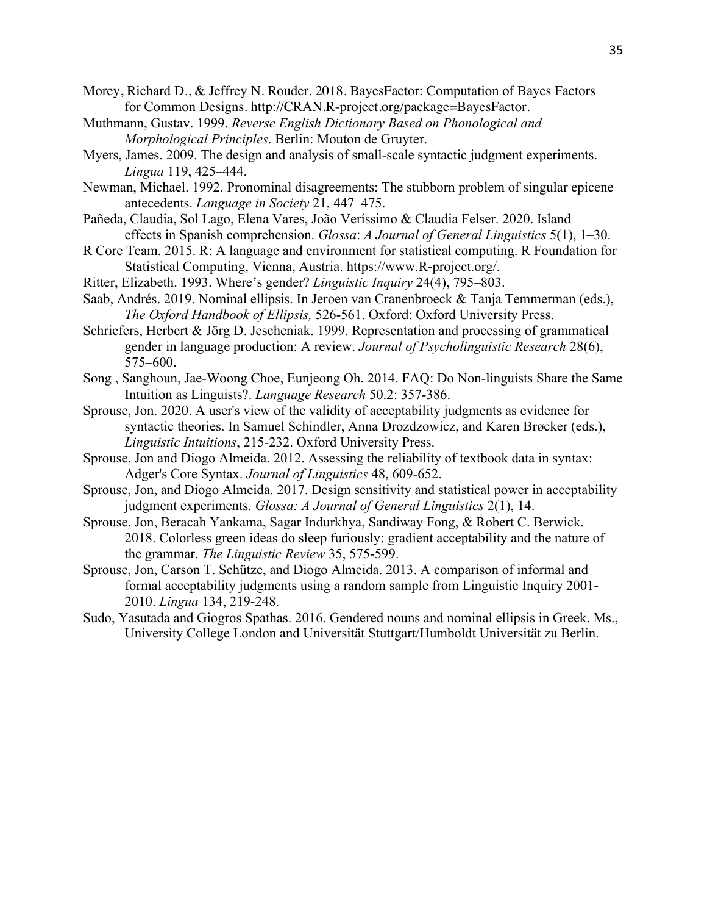Morey, Richard D., & Jeffrey N. Rouder. 2018. BayesFactor: Computation of Bayes Factors for Common Designs. http://CRAN.R-project.org/package=BayesFactor.

Muthmann, Gustav. 1999. *Reverse English Dictionary Based on Phonological and Morphological Principles*. Berlin: Mouton de Gruyter.

Myers, James. 2009. The design and analysis of small-scale syntactic judgment experiments. *Lingua* 119, 425–444.

Newman, Michael. 1992. Pronominal disagreements: The stubborn problem of singular epicene antecedents. *Language in Society* 21, 447–475.

Pañeda, Claudia, Sol Lago, Elena Vares, João Veríssimo & Claudia Felser. 2020. Island effects in Spanish comprehension. *Glossa*: *A Journal of General Linguistics* 5(1), 1–30.

R Core Team. 2015. R: A language and environment for statistical computing. R Foundation for Statistical Computing, Vienna, Austria. https://www.R-project.org/.

Ritter, Elizabeth. 1993. Where's gender? *Linguistic Inquiry* 24(4), 795–803.

Saab, Andrés. 2019. Nominal ellipsis. In Jeroen van Cranenbroeck & Tanja Temmerman (eds.), *The Oxford Handbook of Ellipsis,* 526-561. Oxford: Oxford University Press.

Schriefers, Herbert & Jörg D. Jescheniak. 1999. Representation and processing of grammatical gender in language production: A review. *Journal of Psycholinguistic Research* 28(6), 575–600.

Song , Sanghoun, Jae-Woong Choe, Eunjeong Oh. 2014. FAQ: Do Non-linguists Share the Same Intuition as Linguists?. *Language Research* 50.2: 357-386.

Sprouse, Jon. 2020. A user's view of the validity of acceptability judgments as evidence for syntactic theories. In Samuel Schindler, Anna Drozdzowicz, and Karen Brøcker (eds.), *Linguistic Intuitions*, 215-232. Oxford University Press.

Sprouse, Jon and Diogo Almeida. 2012. Assessing the reliability of textbook data in syntax: Adger's Core Syntax. *Journal of Linguistics* 48, 609-652.

Sprouse, Jon, and Diogo Almeida. 2017. Design sensitivity and statistical power in acceptability judgment experiments. *Glossa: A Journal of General Linguistics* 2(1), 14.

Sprouse, Jon, Beracah Yankama, Sagar Indurkhya, Sandiway Fong, & Robert C. Berwick. 2018. Colorless green ideas do sleep furiously: gradient acceptability and the nature of the grammar. *The Linguistic Review* 35, 575-599.

Sprouse, Jon, Carson T. Schütze, and Diogo Almeida. 2013. A comparison of informal and formal acceptability judgments using a random sample from Linguistic Inquiry 2001-2010. *Lingua* 134, 219-248.

Sudo, Yasutada and Giogros Spathas. 2016. Gendered nouns and nominal ellipsis in Greek. Ms., University College London and Universität Stuttgart/Humboldt Universität zu Berlin.